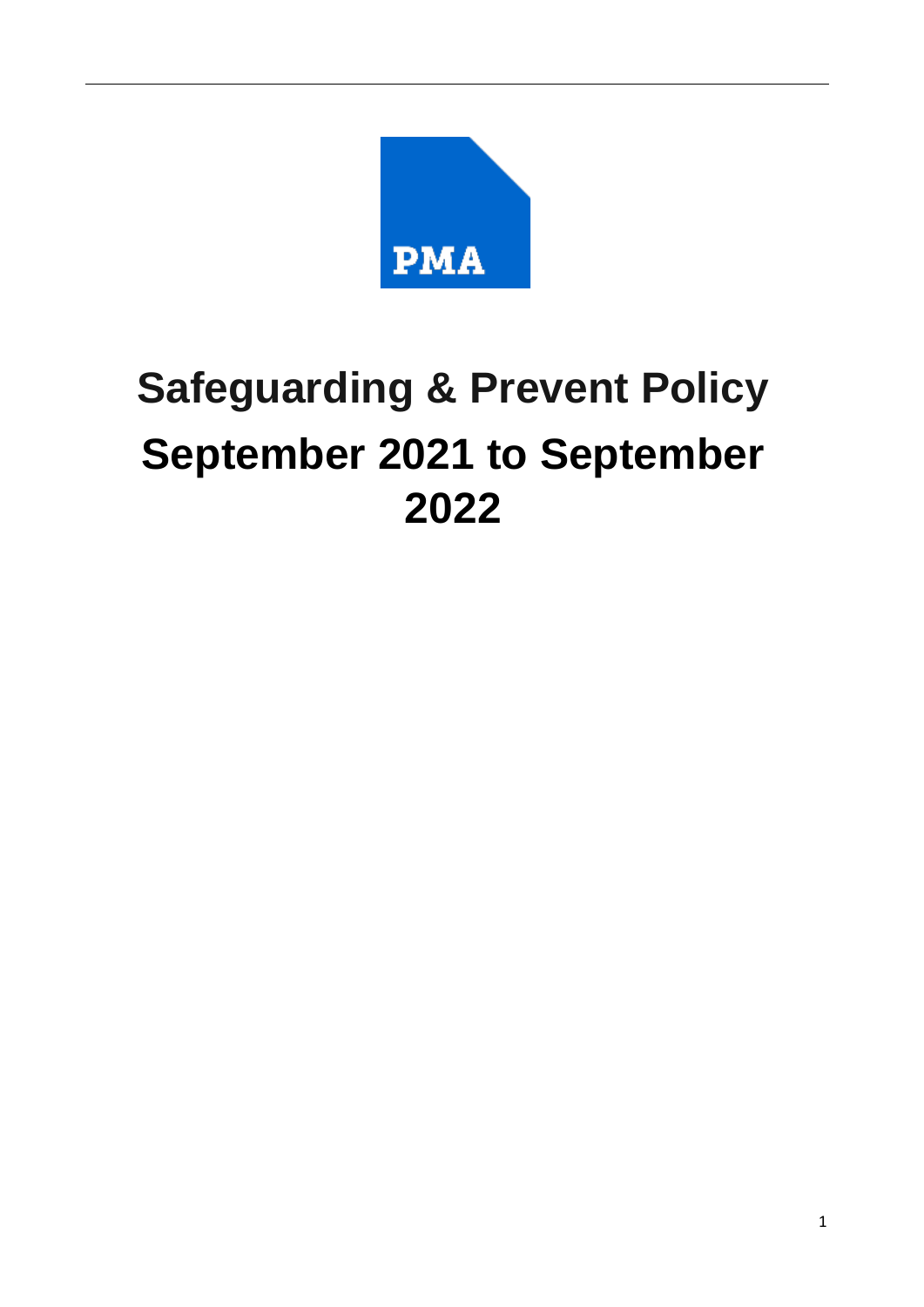PMA

# Safeguarding & Prevent Policy

# September 2021 to September 2022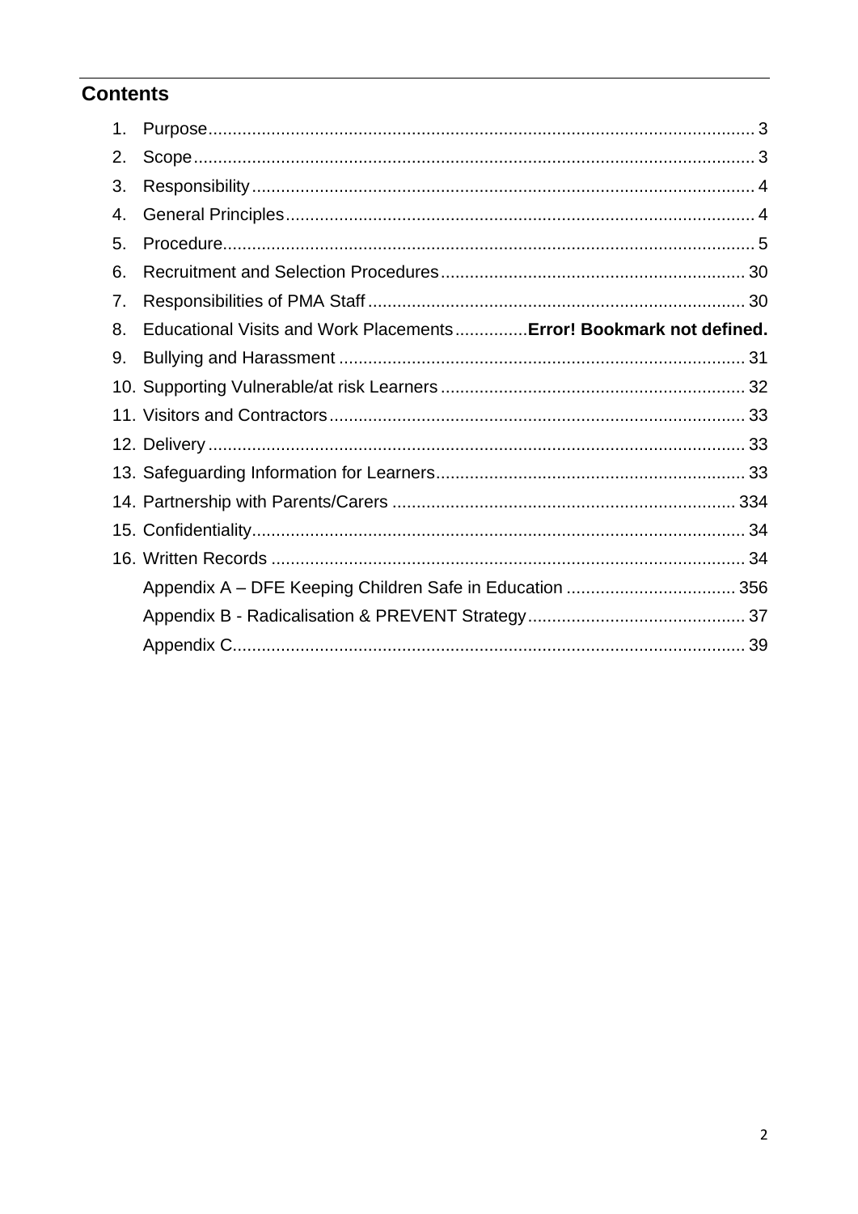## Contents

1. Purpose................................................................................................................ 3
2. Scope.................................................................................................................. 3
3. Responsibility...................................................................................................... 4
4. General Principles............................................................................................... 4
5. Procedure............................................................................................................ 5
6. Recruitment and Selection Procedures.............................................................. 30
7. Responsibilities of PMA Staff............................................................................. 30
8. Educational Visits and Work Placements..............**Error! Bookmark not defined.**
9. Bullying and Harassment .................................................................................. 31
10. Supporting Vulnerable/at risk Learners.............................................................. 32
11. Visitors and Contractors.................................................................................... 33
12. Delivery............................................................................................................. 33
13. Safeguarding Information for Learners............................................................... 33
14. Partnership with Parents/Carers ...................................................................... 334
15. Confidentiality.................................................................................................... 34
16. Written Records ................................................................................................ 34

    Appendix A – DFE Keeping Children Safe in Education .................................. 356

    Appendix B - Radicalisation & PREVENT Strategy............................................ 37

    Appendix C........................................................................................................ 39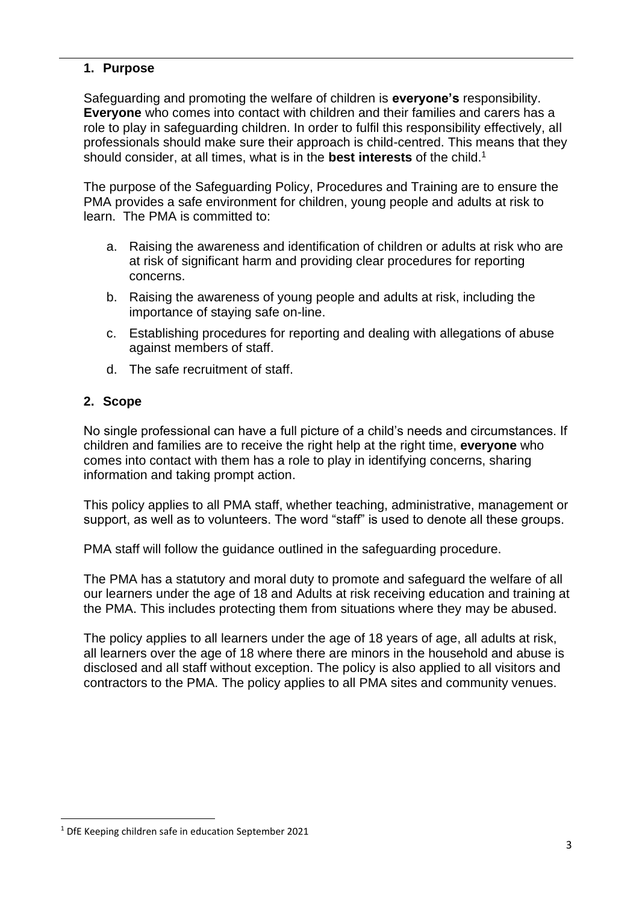## 1. Purpose

Safeguarding and promoting the welfare of children is **everyone's** responsibility. **Everyone** who comes into contact with children and their families and carers has a role to play in safeguarding children. In order to fulfil this responsibility effectively, all professionals should make sure their approach is child-centred. This means that they should consider, at all times, what is in the **best interests** of the child.[1]

The purpose of the Safeguarding Policy, Procedures and Training are to ensure the PMA provides a safe environment for children, young people and adults at risk to learn. The PMA is committed to:

a. Raising the awareness and identification of children or adults at risk who are at risk of significant harm and providing clear procedures for reporting concerns.

b. Raising the awareness of young people and adults at risk, including the importance of staying safe on-line.

c. Establishing procedures for reporting and dealing with allegations of abuse against members of staff.

d. The safe recruitment of staff.

## 2. Scope

No single professional can have a full picture of a child's needs and circumstances. If children and families are to receive the right help at the right time, **everyone** who comes into contact with them has a role to play in identifying concerns, sharing information and taking prompt action.

This policy applies to all PMA staff, whether teaching, administrative, management or support, as well as to volunteers. The word "staff" is used to denote all these groups.

PMA staff will follow the guidance outlined in the safeguarding procedure.

The PMA has a statutory and moral duty to promote and safeguard the welfare of all our learners under the age of 18 and Adults at risk receiving education and training at the PMA. This includes protecting them from situations where they may be abused.

The policy applies to all learners under the age of 18 years of age, all adults at risk, all learners over the age of 18 where there are minors in the household and abuse is disclosed and all staff without exception. The policy is also applied to all visitors and contractors to the PMA. The policy applies to all PMA sites and community venues.

[1] DfE Keeping children safe in education September 2021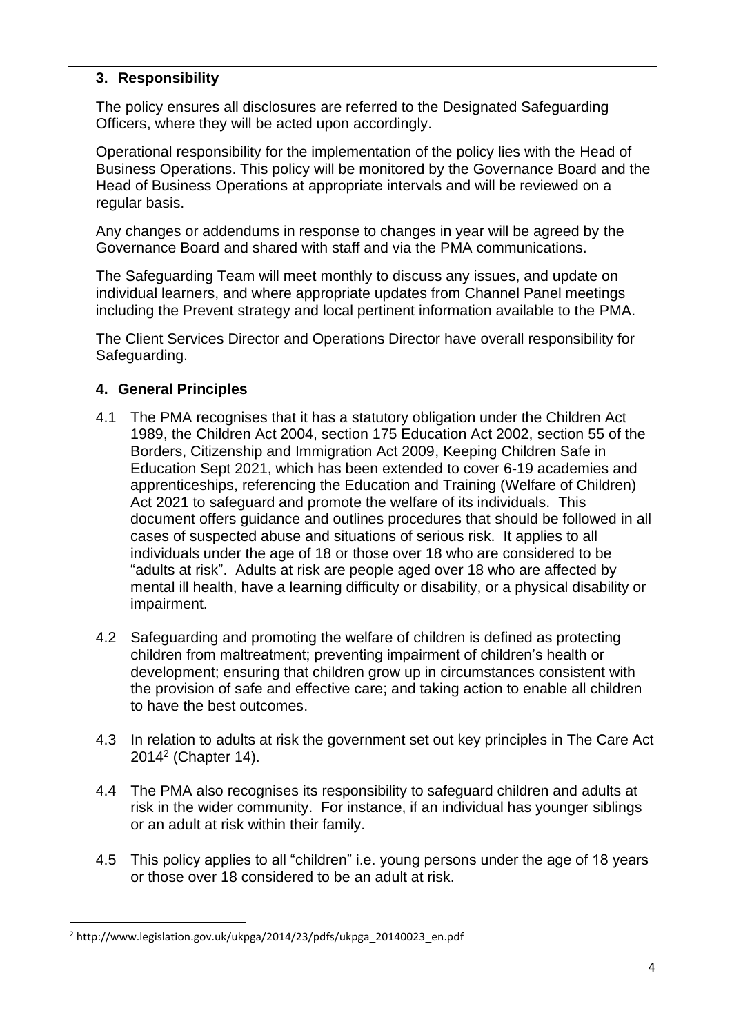## 3. Responsibility

The policy ensures all disclosures are referred to the Designated Safeguarding Officers, where they will be acted upon accordingly.

Operational responsibility for the implementation of the policy lies with the Head of Business Operations. This policy will be monitored by the Governance Board and the Head of Business Operations at appropriate intervals and will be reviewed on a regular basis.

Any changes or addendums in response to changes in year will be agreed by the Governance Board and shared with staff and via the PMA communications.

The Safeguarding Team will meet monthly to discuss any issues, and update on individual learners, and where appropriate updates from Channel Panel meetings including the Prevent strategy and local pertinent information available to the PMA.

The Client Services Director and Operations Director have overall responsibility for Safeguarding.

## 4. General Principles

4.1 The PMA recognises that it has a statutory obligation under the Children Act 1989, the Children Act 2004, section 175 Education Act 2002, section 55 of the Borders, Citizenship and Immigration Act 2009, Keeping Children Safe in Education Sept 2021, which has been extended to cover 6-19 academies and apprenticeships, referencing the Education and Training (Welfare of Children) Act 2021 to safeguard and promote the welfare of its individuals. This document offers guidance and outlines procedures that should be followed in all cases of suspected abuse and situations of serious risk. It applies to all individuals under the age of 18 or those over 18 who are considered to be "adults at risk". Adults at risk are people aged over 18 who are affected by mental ill health, have a learning difficulty or disability, or a physical disability or impairment.

4.2 Safeguarding and promoting the welfare of children is defined as protecting children from maltreatment; preventing impairment of children's health or development; ensuring that children grow up in circumstances consistent with the provision of safe and effective care; and taking action to enable all children to have the best outcomes.

4.3 In relation to adults at risk the government set out key principles in The Care Act 2014[2] (Chapter 14).

4.4 The PMA also recognises its responsibility to safeguard children and adults at risk in the wider community. For instance, if an individual has younger siblings or an adult at risk within their family.

4.5 This policy applies to all "children" i.e. young persons under the age of 18 years or those over 18 considered to be an adult at risk.

---

[2] http://www.legislation.gov.uk/ukpga/2014/23/pdfs/ukpga_20140023_en.pdf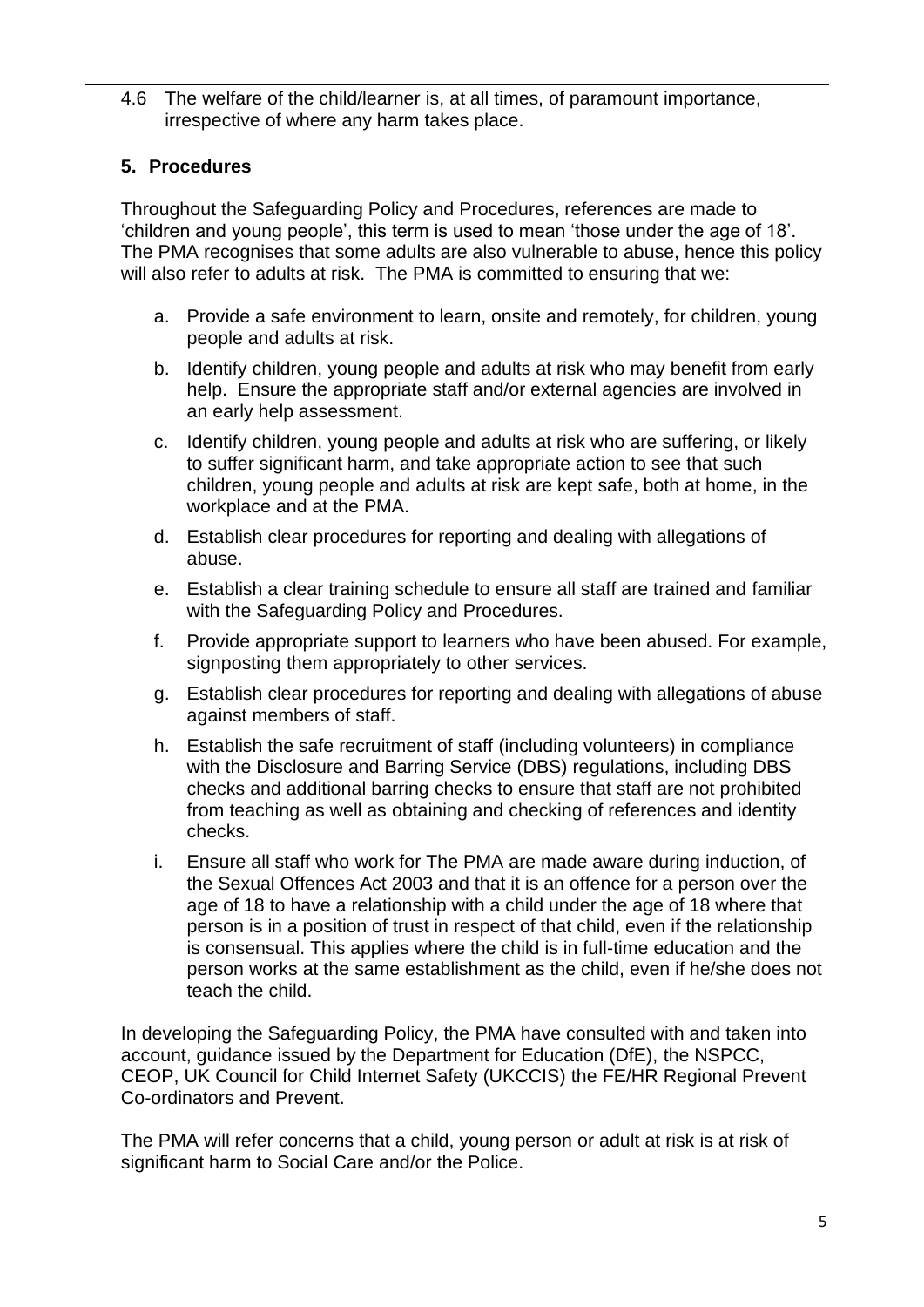4.6 The welfare of the child/learner is, at all times, of paramount importance, irrespective of where any harm takes place.

## 5. Procedures

Throughout the Safeguarding Policy and Procedures, references are made to 'children and young people', this term is used to mean 'those under the age of 18'. The PMA recognises that some adults are also vulnerable to abuse, hence this policy will also refer to adults at risk. The PMA is committed to ensuring that we:

a. Provide a safe environment to learn, onsite and remotely, for children, young people and adults at risk.

b. Identify children, young people and adults at risk who may benefit from early help. Ensure the appropriate staff and/or external agencies are involved in an early help assessment.

c. Identify children, young people and adults at risk who are suffering, or likely to suffer significant harm, and take appropriate action to see that such children, young people and adults at risk are kept safe, both at home, in the workplace and at the PMA.

d. Establish clear procedures for reporting and dealing with allegations of abuse.

e. Establish a clear training schedule to ensure all staff are trained and familiar with the Safeguarding Policy and Procedures.

f. Provide appropriate support to learners who have been abused. For example, signposting them appropriately to other services.

g. Establish clear procedures for reporting and dealing with allegations of abuse against members of staff.

h. Establish the safe recruitment of staff (including volunteers) in compliance with the Disclosure and Barring Service (DBS) regulations, including DBS checks and additional barring checks to ensure that staff are not prohibited from teaching as well as obtaining and checking of references and identity checks.

i. Ensure all staff who work for The PMA are made aware during induction, of the Sexual Offences Act 2003 and that it is an offence for a person over the age of 18 to have a relationship with a child under the age of 18 where that person is in a position of trust in respect of that child, even if the relationship is consensual. This applies where the child is in full-time education and the person works at the same establishment as the child, even if he/she does not teach the child.

In developing the Safeguarding Policy, the PMA have consulted with and taken into account, guidance issued by the Department for Education (DfE), the NSPCC, CEOP, UK Council for Child Internet Safety (UKCCIS) the FE/HR Regional Prevent Co-ordinators and Prevent.

The PMA will refer concerns that a child, young person or adult at risk is at risk of significant harm to Social Care and/or the Police.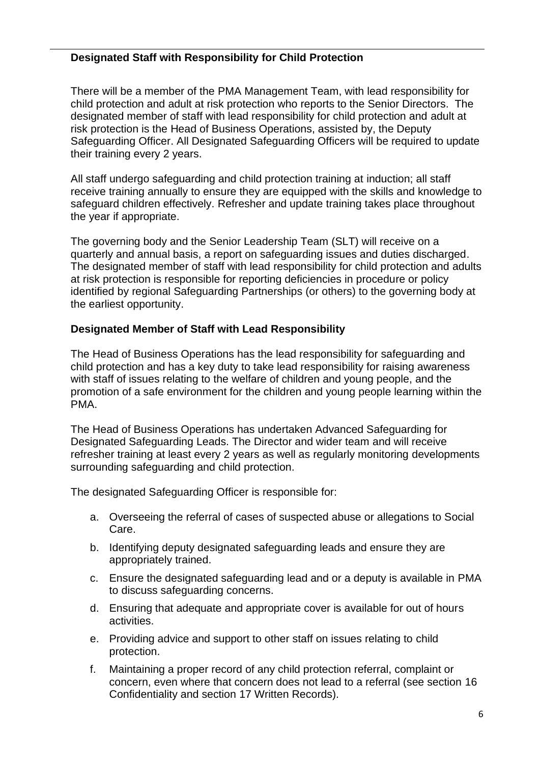**Designated Staff with Responsibility for Child Protection**

There will be a member of the PMA Management Team, with lead responsibility for child protection and adult at risk protection who reports to the Senior Directors. The designated member of staff with lead responsibility for child protection and adult at risk protection is the Head of Business Operations, assisted by, the Deputy Safeguarding Officer. All Designated Safeguarding Officers will be required to update their training every 2 years.

All staff undergo safeguarding and child protection training at induction; all staff receive training annually to ensure they are equipped with the skills and knowledge to safeguard children effectively. Refresher and update training takes place throughout the year if appropriate.

The governing body and the Senior Leadership Team (SLT) will receive on a quarterly and annual basis, a report on safeguarding issues and duties discharged. The designated member of staff with lead responsibility for child protection and adults at risk protection is responsible for reporting deficiencies in procedure or policy identified by regional Safeguarding Partnerships (or others) to the governing body at the earliest opportunity.

**Designated Member of Staff with Lead Responsibility**

The Head of Business Operations has the lead responsibility for safeguarding and child protection and has a key duty to take lead responsibility for raising awareness with staff of issues relating to the welfare of children and young people, and the promotion of a safe environment for the children and young people learning within the PMA.

The Head of Business Operations has undertaken Advanced Safeguarding for Designated Safeguarding Leads. The Director and wider team and will receive refresher training at least every 2 years as well as regularly monitoring developments surrounding safeguarding and child protection.

The designated Safeguarding Officer is responsible for:

a. Overseeing the referral of cases of suspected abuse or allegations to Social Care.
b. Identifying deputy designated safeguarding leads and ensure they are appropriately trained.
c. Ensure the designated safeguarding lead and or a deputy is available in PMA to discuss safeguarding concerns.
d. Ensuring that adequate and appropriate cover is available for out of hours activities.
e. Providing advice and support to other staff on issues relating to child protection.
f. Maintaining a proper record of any child protection referral, complaint or concern, even where that concern does not lead to a referral (see section 16 Confidentiality and section 17 Written Records).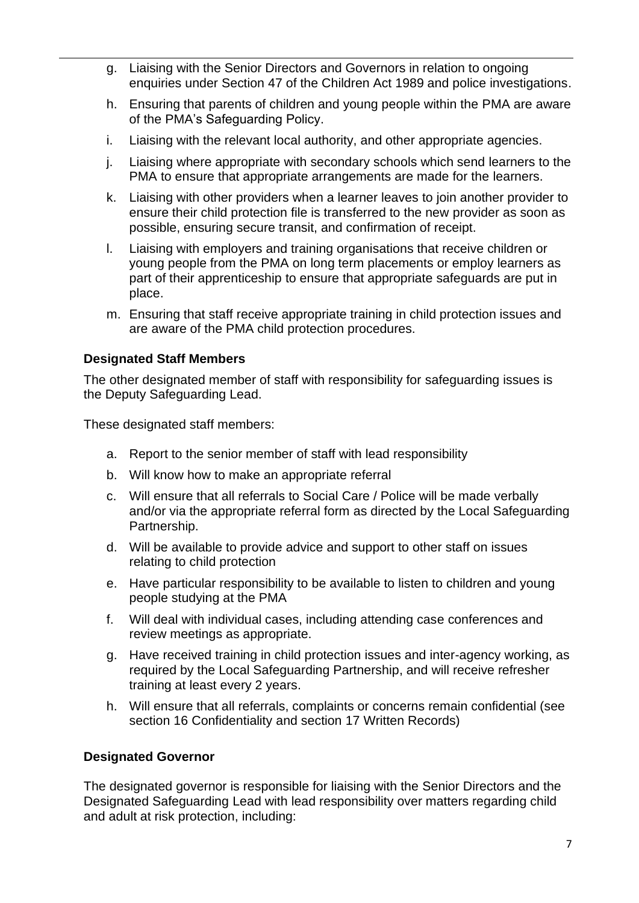g. Liaising with the Senior Directors and Governors in relation to ongoing enquiries under Section 47 of the Children Act 1989 and police investigations.

h. Ensuring that parents of children and young people within the PMA are aware of the PMA's Safeguarding Policy.

i. Liaising with the relevant local authority, and other appropriate agencies.

j. Liaising where appropriate with secondary schools which send learners to the PMA to ensure that appropriate arrangements are made for the learners.

k. Liaising with other providers when a learner leaves to join another provider to ensure their child protection file is transferred to the new provider as soon as possible, ensuring secure transit, and confirmation of receipt.

l. Liaising with employers and training organisations that receive children or young people from the PMA on long term placements or employ learners as part of their apprenticeship to ensure that appropriate safeguards are put in place.

m. Ensuring that staff receive appropriate training in child protection issues and are aware of the PMA child protection procedures.

**Designated Staff Members**

The other designated member of staff with responsibility for safeguarding issues is the Deputy Safeguarding Lead.

These designated staff members:

a. Report to the senior member of staff with lead responsibility

b. Will know how to make an appropriate referral

c. Will ensure that all referrals to Social Care / Police will be made verbally and/or via the appropriate referral form as directed by the Local Safeguarding Partnership.

d. Will be available to provide advice and support to other staff on issues relating to child protection

e. Have particular responsibility to be available to listen to children and young people studying at the PMA

f. Will deal with individual cases, including attending case conferences and review meetings as appropriate.

g. Have received training in child protection issues and inter-agency working, as required by the Local Safeguarding Partnership, and will receive refresher training at least every 2 years.

h. Will ensure that all referrals, complaints or concerns remain confidential (see section 16 Confidentiality and section 17 Written Records)

**Designated Governor**

The designated governor is responsible for liaising with the Senior Directors and the Designated Safeguarding Lead with lead responsibility over matters regarding child and adult at risk protection, including: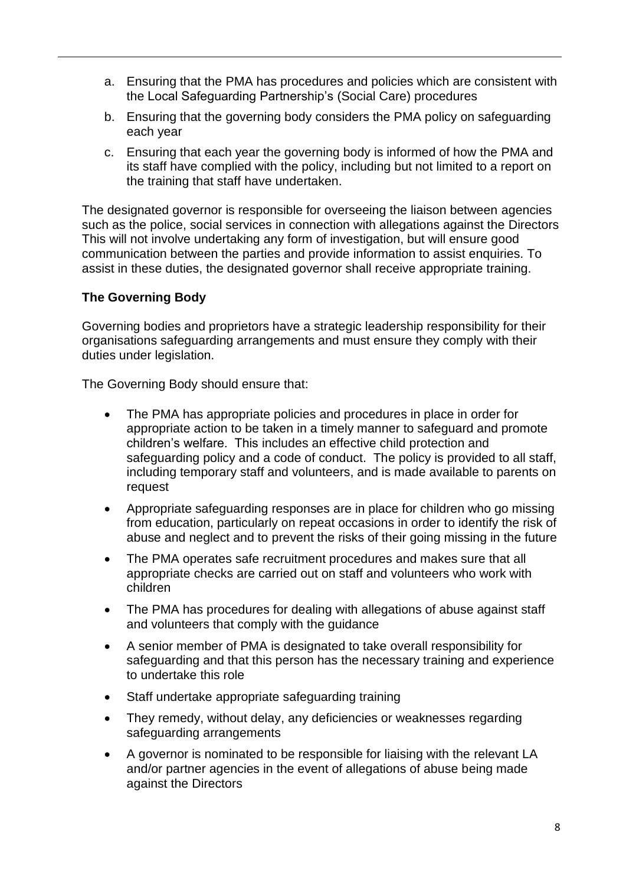a. Ensuring that the PMA has procedures and policies which are consistent with the Local Safeguarding Partnership's (Social Care) procedures
b. Ensuring that the governing body considers the PMA policy on safeguarding each year
c. Ensuring that each year the governing body is informed of how the PMA and its staff have complied with the policy, including but not limited to a report on the training that staff have undertaken.

The designated governor is responsible for overseeing the liaison between agencies such as the police, social services in connection with allegations against the Directors This will not involve undertaking any form of investigation, but will ensure good communication between the parties and provide information to assist enquiries. To assist in these duties, the designated governor shall receive appropriate training.

**The Governing Body**

Governing bodies and proprietors have a strategic leadership responsibility for their organisations safeguarding arrangements and must ensure they comply with their duties under legislation.

The Governing Body should ensure that:

- The PMA has appropriate policies and procedures in place in order for appropriate action to be taken in a timely manner to safeguard and promote children's welfare. This includes an effective child protection and safeguarding policy and a code of conduct. The policy is provided to all staff, including temporary staff and volunteers, and is made available to parents on request
- Appropriate safeguarding responses are in place for children who go missing from education, particularly on repeat occasions in order to identify the risk of abuse and neglect and to prevent the risks of their going missing in the future
- The PMA operates safe recruitment procedures and makes sure that all appropriate checks are carried out on staff and volunteers who work with children
- The PMA has procedures for dealing with allegations of abuse against staff and volunteers that comply with the guidance
- A senior member of PMA is designated to take overall responsibility for safeguarding and that this person has the necessary training and experience to undertake this role
- Staff undertake appropriate safeguarding training
- They remedy, without delay, any deficiencies or weaknesses regarding safeguarding arrangements
- A governor is nominated to be responsible for liaising with the relevant LA and/or partner agencies in the event of allegations of abuse being made against the Directors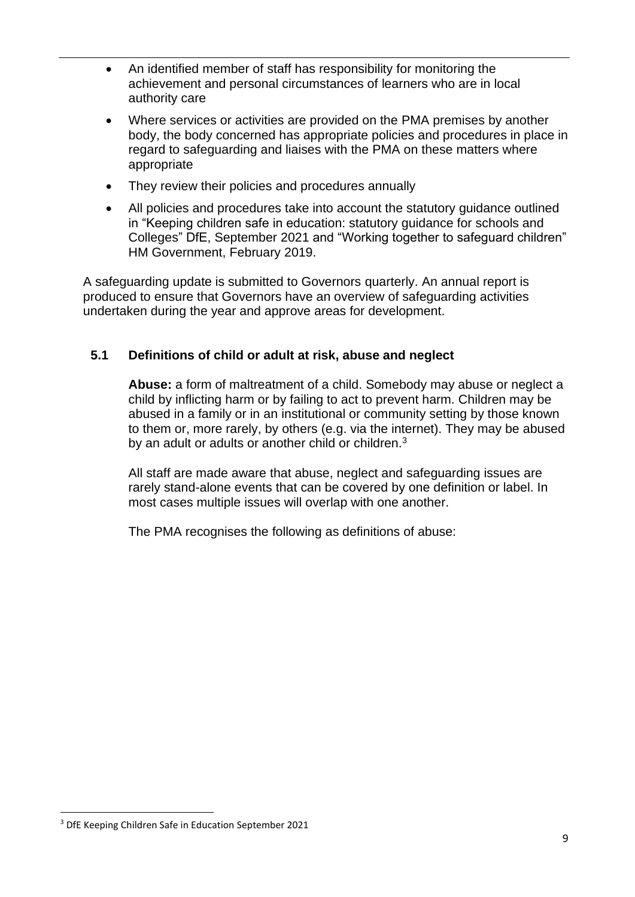- An identified member of staff has responsibility for monitoring the achievement and personal circumstances of learners who are in local authority care
- Where services or activities are provided on the PMA premises by another body, the body concerned has appropriate policies and procedures in place in regard to safeguarding and liaises with the PMA on these matters where appropriate
- They review their policies and procedures annually
- All policies and procedures take into account the statutory guidance outlined in "Keeping children safe in education: statutory guidance for schools and Colleges" DfE, September 2021 and "Working together to safeguard children" HM Government, February 2019.

A safeguarding update is submitted to Governors quarterly. An annual report is produced to ensure that Governors have an overview of safeguarding activities undertaken during the year and approve areas for development.

### 5.1 Definitions of child or adult at risk, abuse and neglect

**Abuse:** a form of maltreatment of a child. Somebody may abuse or neglect a child by inflicting harm or by failing to act to prevent harm. Children may be abused in a family or in an institutional or community setting by those known to them or, more rarely, by others (e.g. via the internet). They may be abused by an adult or adults or another child or children.[3]

All staff are made aware that abuse, neglect and safeguarding issues are rarely stand-alone events that can be covered by one definition or label. In most cases multiple issues will overlap with one another.

The PMA recognises the following as definitions of abuse:

[3] DfE Keeping Children Safe in Education September 2021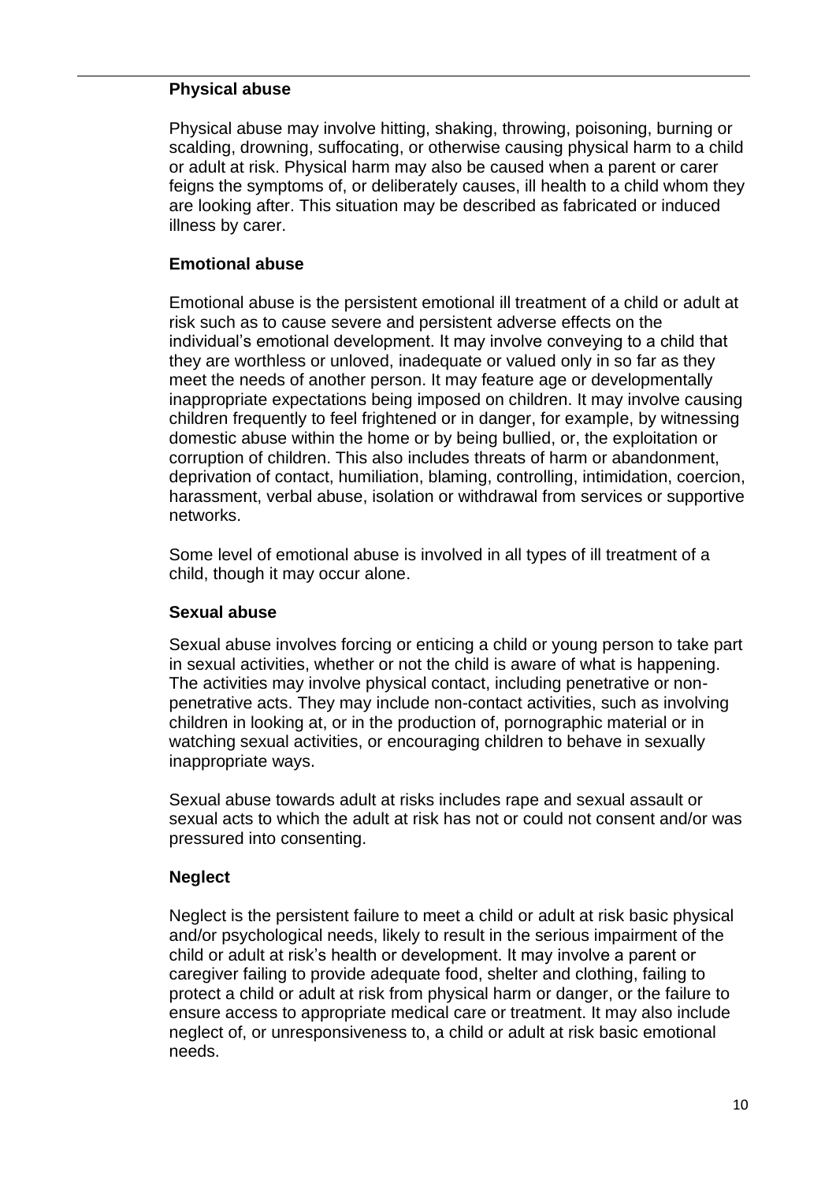**Physical abuse**

Physical abuse may involve hitting, shaking, throwing, poisoning, burning or scalding, drowning, suffocating, or otherwise causing physical harm to a child or adult at risk. Physical harm may also be caused when a parent or carer feigns the symptoms of, or deliberately causes, ill health to a child whom they are looking after. This situation may be described as fabricated or induced illness by carer.

**Emotional abuse**

Emotional abuse is the persistent emotional ill treatment of a child or adult at risk such as to cause severe and persistent adverse effects on the individual's emotional development. It may involve conveying to a child that they are worthless or unloved, inadequate or valued only in so far as they meet the needs of another person. It may feature age or developmentally inappropriate expectations being imposed on children. It may involve causing children frequently to feel frightened or in danger, for example, by witnessing domestic abuse within the home or by being bullied, or, the exploitation or corruption of children. This also includes threats of harm or abandonment, deprivation of contact, humiliation, blaming, controlling, intimidation, coercion, harassment, verbal abuse, isolation or withdrawal from services or supportive networks.

Some level of emotional abuse is involved in all types of ill treatment of a child, though it may occur alone.

**Sexual abuse**

Sexual abuse involves forcing or enticing a child or young person to take part in sexual activities, whether or not the child is aware of what is happening. The activities may involve physical contact, including penetrative or non-penetrative acts. They may include non-contact activities, such as involving children in looking at, or in the production of, pornographic material or in watching sexual activities, or encouraging children to behave in sexually inappropriate ways.

Sexual abuse towards adult at risks includes rape and sexual assault or sexual acts to which the adult at risk has not or could not consent and/or was pressured into consenting.

**Neglect**

Neglect is the persistent failure to meet a child or adult at risk basic physical and/or psychological needs, likely to result in the serious impairment of the child or adult at risk's health or development. It may involve a parent or caregiver failing to provide adequate food, shelter and clothing, failing to protect a child or adult at risk from physical harm or danger, or the failure to ensure access to appropriate medical care or treatment. It may also include neglect of, or unresponsiveness to, a child or adult at risk basic emotional needs.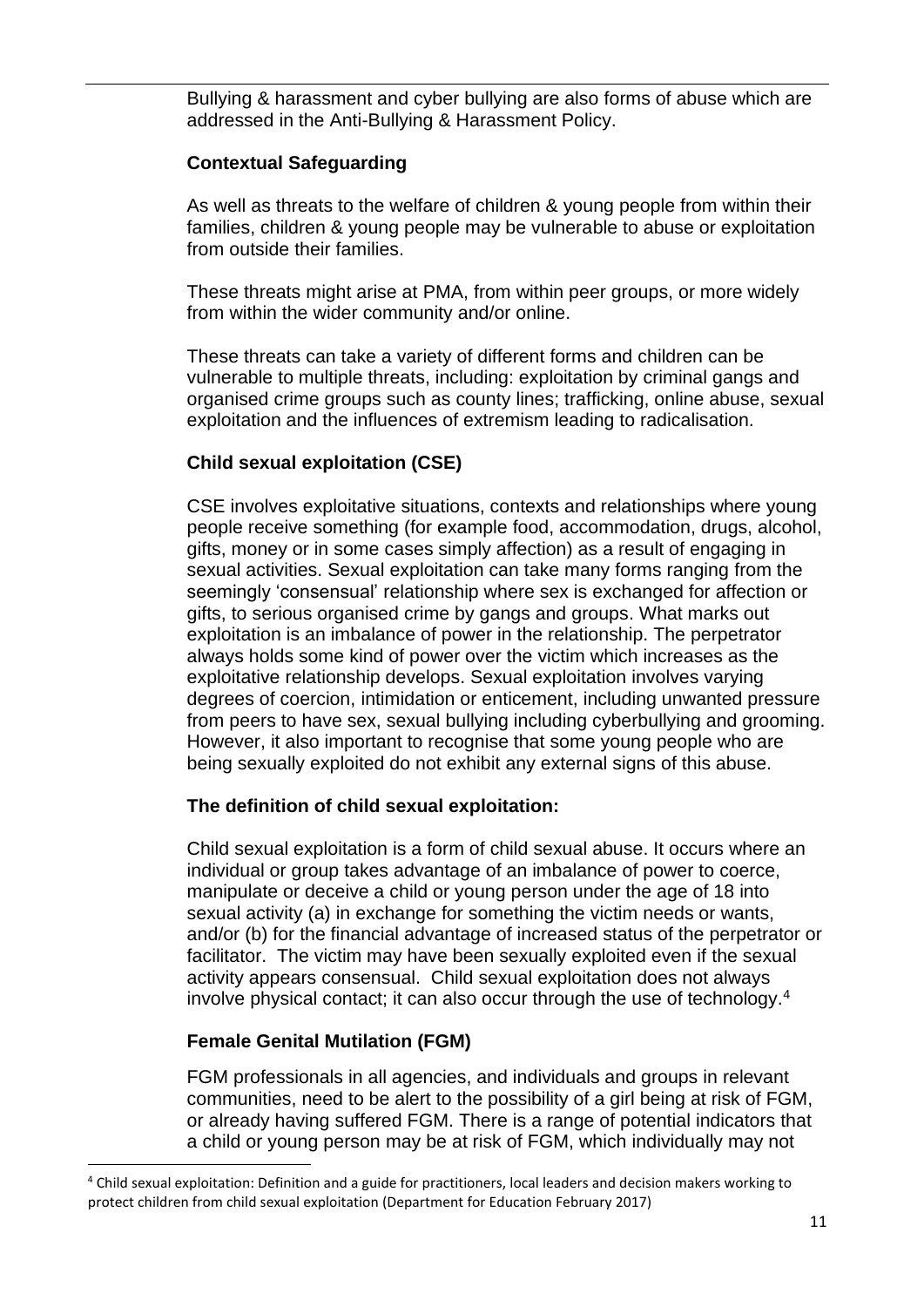Bullying & harassment and cyber bullying are also forms of abuse which are addressed in the Anti-Bullying & Harassment Policy.

**Contextual Safeguarding**

As well as threats to the welfare of children & young people from within their families, children & young people may be vulnerable to abuse or exploitation from outside their families.

These threats might arise at PMA, from within peer groups, or more widely from within the wider community and/or online.

These threats can take a variety of different forms and children can be vulnerable to multiple threats, including: exploitation by criminal gangs and organised crime groups such as county lines; trafficking, online abuse, sexual exploitation and the influences of extremism leading to radicalisation.

**Child sexual exploitation (CSE)**

CSE involves exploitative situations, contexts and relationships where young people receive something (for example food, accommodation, drugs, alcohol, gifts, money or in some cases simply affection) as a result of engaging in sexual activities. Sexual exploitation can take many forms ranging from the seemingly 'consensual' relationship where sex is exchanged for affection or gifts, to serious organised crime by gangs and groups. What marks out exploitation is an imbalance of power in the relationship. The perpetrator always holds some kind of power over the victim which increases as the exploitative relationship develops. Sexual exploitation involves varying degrees of coercion, intimidation or enticement, including unwanted pressure from peers to have sex, sexual bullying including cyberbullying and grooming. However, it also important to recognise that some young people who are being sexually exploited do not exhibit any external signs of this abuse.

**The definition of child sexual exploitation:**

Child sexual exploitation is a form of child sexual abuse. It occurs where an individual or group takes advantage of an imbalance of power to coerce, manipulate or deceive a child or young person under the age of 18 into sexual activity (a) in exchange for something the victim needs or wants, and/or (b) for the financial advantage of increased status of the perpetrator or facilitator. The victim may have been sexually exploited even if the sexual activity appears consensual. Child sexual exploitation does not always involve physical contact; it can also occur through the use of technology.[4]

**Female Genital Mutilation (FGM)**

FGM professionals in all agencies, and individuals and groups in relevant communities, need to be alert to the possibility of a girl being at risk of FGM, or already having suffered FGM. There is a range of potential indicators that a child or young person may be at risk of FGM, which individually may not

[4] Child sexual exploitation: Definition and a guide for practitioners, local leaders and decision makers working to protect children from child sexual exploitation (Department for Education February 2017)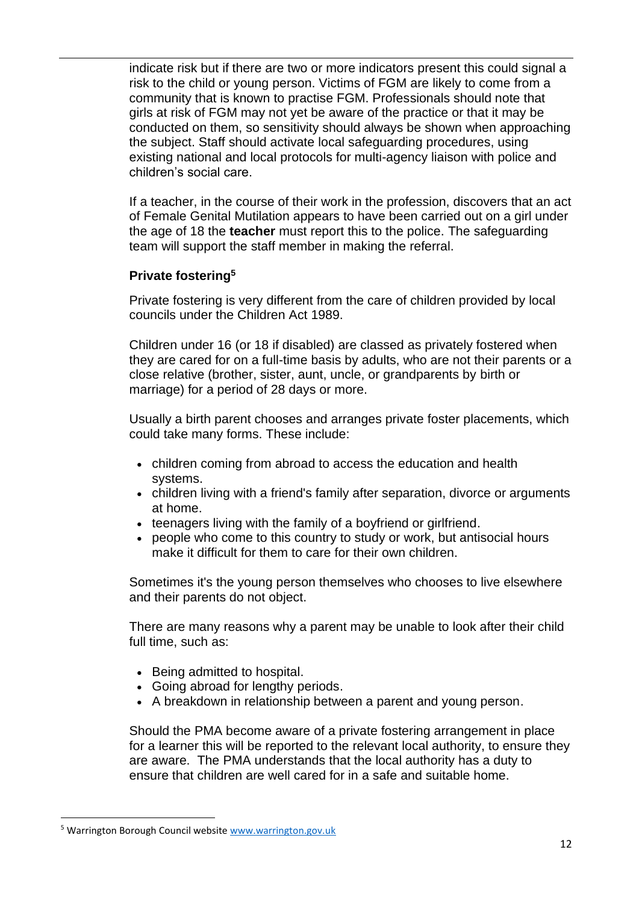indicate risk but if there are two or more indicators present this could signal a risk to the child or young person. Victims of FGM are likely to come from a community that is known to practise FGM. Professionals should note that girls at risk of FGM may not yet be aware of the practice or that it may be conducted on them, so sensitivity should always be shown when approaching the subject. Staff should activate local safeguarding procedures, using existing national and local protocols for multi-agency liaison with police and children's social care.

If a teacher, in the course of their work in the profession, discovers that an act of Female Genital Mutilation appears to have been carried out on a girl under the age of 18 the **teacher** must report this to the police. The safeguarding team will support the staff member in making the referral.

**Private fostering[5]**

Private fostering is very different from the care of children provided by local councils under the Children Act 1989.

Children under 16 (or 18 if disabled) are classed as privately fostered when they are cared for on a full-time basis by adults, who are not their parents or a close relative (brother, sister, aunt, uncle, or grandparents by birth or marriage) for a period of 28 days or more.

Usually a birth parent chooses and arranges private foster placements, which could take many forms. These include:

- children coming from abroad to access the education and health systems.
- children living with a friend's family after separation, divorce or arguments at home.
- teenagers living with the family of a boyfriend or girlfriend.
- people who come to this country to study or work, but antisocial hours make it difficult for them to care for their own children.

Sometimes it's the young person themselves who chooses to live elsewhere and their parents do not object.

There are many reasons why a parent may be unable to look after their child full time, such as:

- Being admitted to hospital.
- Going abroad for lengthy periods.
- A breakdown in relationship between a parent and young person.

Should the PMA become aware of a private fostering arrangement in place for a learner this will be reported to the relevant local authority, to ensure they are aware. The PMA understands that the local authority has a duty to ensure that children are well cared for in a safe and suitable home.

[5] Warrington Borough Council website www.warrington.gov.uk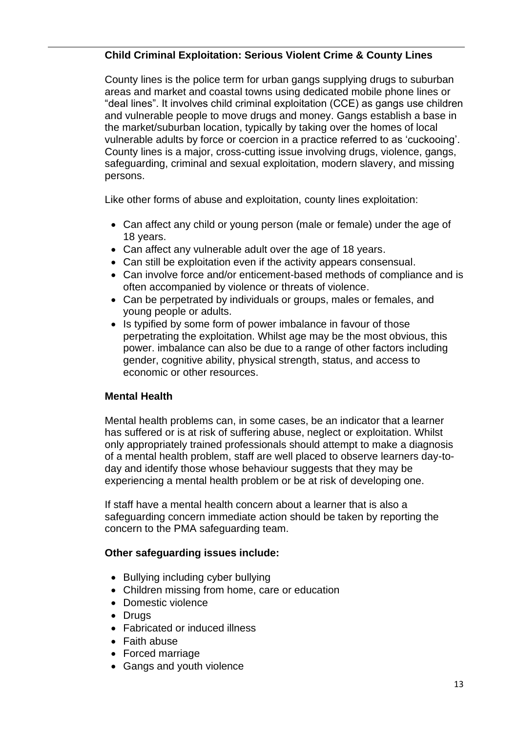### Child Criminal Exploitation: Serious Violent Crime & County Lines

County lines is the police term for urban gangs supplying drugs to suburban areas and market and coastal towns using dedicated mobile phone lines or "deal lines". It involves child criminal exploitation (CCE) as gangs use children and vulnerable people to move drugs and money. Gangs establish a base in the market/suburban location, typically by taking over the homes of local vulnerable adults by force or coercion in a practice referred to as 'cuckooing'. County lines is a major, cross-cutting issue involving drugs, violence, gangs, safeguarding, criminal and sexual exploitation, modern slavery, and missing persons.

Like other forms of abuse and exploitation, county lines exploitation:

- Can affect any child or young person (male or female) under the age of 18 years.
- Can affect any vulnerable adult over the age of 18 years.
- Can still be exploitation even if the activity appears consensual.
- Can involve force and/or enticement-based methods of compliance and is often accompanied by violence or threats of violence.
- Can be perpetrated by individuals or groups, males or females, and young people or adults.
- Is typified by some form of power imbalance in favour of those perpetrating the exploitation. Whilst age may be the most obvious, this power. imbalance can also be due to a range of other factors including gender, cognitive ability, physical strength, status, and access to economic or other resources.

### Mental Health

Mental health problems can, in some cases, be an indicator that a learner has suffered or is at risk of suffering abuse, neglect or exploitation. Whilst only appropriately trained professionals should attempt to make a diagnosis of a mental health problem, staff are well placed to observe learners day-to-day and identify those whose behaviour suggests that they may be experiencing a mental health problem or be at risk of developing one.

If staff have a mental health concern about a learner that is also a safeguarding concern immediate action should be taken by reporting the concern to the PMA safeguarding team.

### Other safeguarding issues include:

- Bullying including cyber bullying
- Children missing from home, care or education
- Domestic violence
- Drugs
- Fabricated or induced illness
- Faith abuse
- Forced marriage
- Gangs and youth violence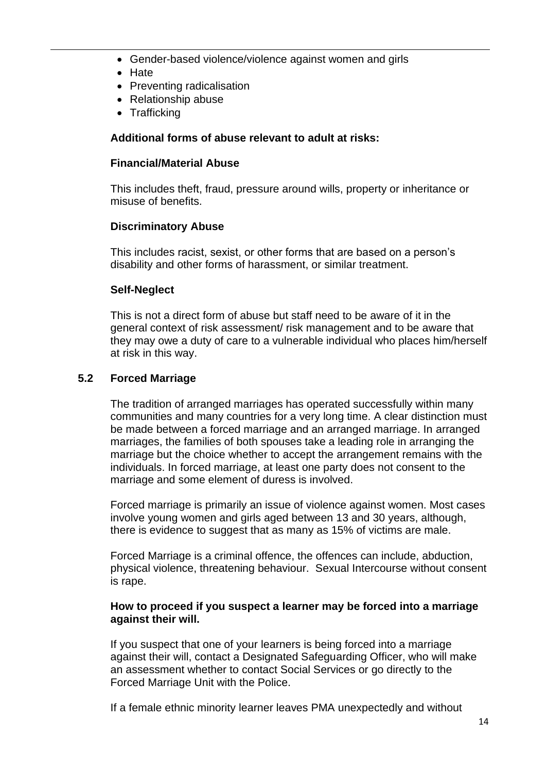- Gender-based violence/violence against women and girls
- Hate
- Preventing radicalisation
- Relationship abuse
- Trafficking

**Additional forms of abuse relevant to adult at risks:**

**Financial/Material Abuse**

This includes theft, fraud, pressure around wills, property or inheritance or misuse of benefits.

**Discriminatory Abuse**

This includes racist, sexist, or other forms that are based on a person's disability and other forms of harassment, or similar treatment.

**Self-Neglect**

This is not a direct form of abuse but staff need to be aware of it in the general context of risk assessment/ risk management and to be aware that they may owe a duty of care to a vulnerable individual who places him/herself at risk in this way.

## 5.2 Forced Marriage

The tradition of arranged marriages has operated successfully within many communities and many countries for a very long time. A clear distinction must be made between a forced marriage and an arranged marriage. In arranged marriages, the families of both spouses take a leading role in arranging the marriage but the choice whether to accept the arrangement remains with the individuals. In forced marriage, at least one party does not consent to the marriage and some element of duress is involved.

Forced marriage is primarily an issue of violence against women. Most cases involve young women and girls aged between 13 and 30 years, although, there is evidence to suggest that as many as 15% of victims are male.

Forced Marriage is a criminal offence, the offences can include, abduction, physical violence, threatening behaviour. Sexual Intercourse without consent is rape.

**How to proceed if you suspect a learner may be forced into a marriage against their will.**

If you suspect that one of your learners is being forced into a marriage against their will, contact a Designated Safeguarding Officer, who will make an assessment whether to contact Social Services or go directly to the Forced Marriage Unit with the Police.

If a female ethnic minority learner leaves PMA unexpectedly and without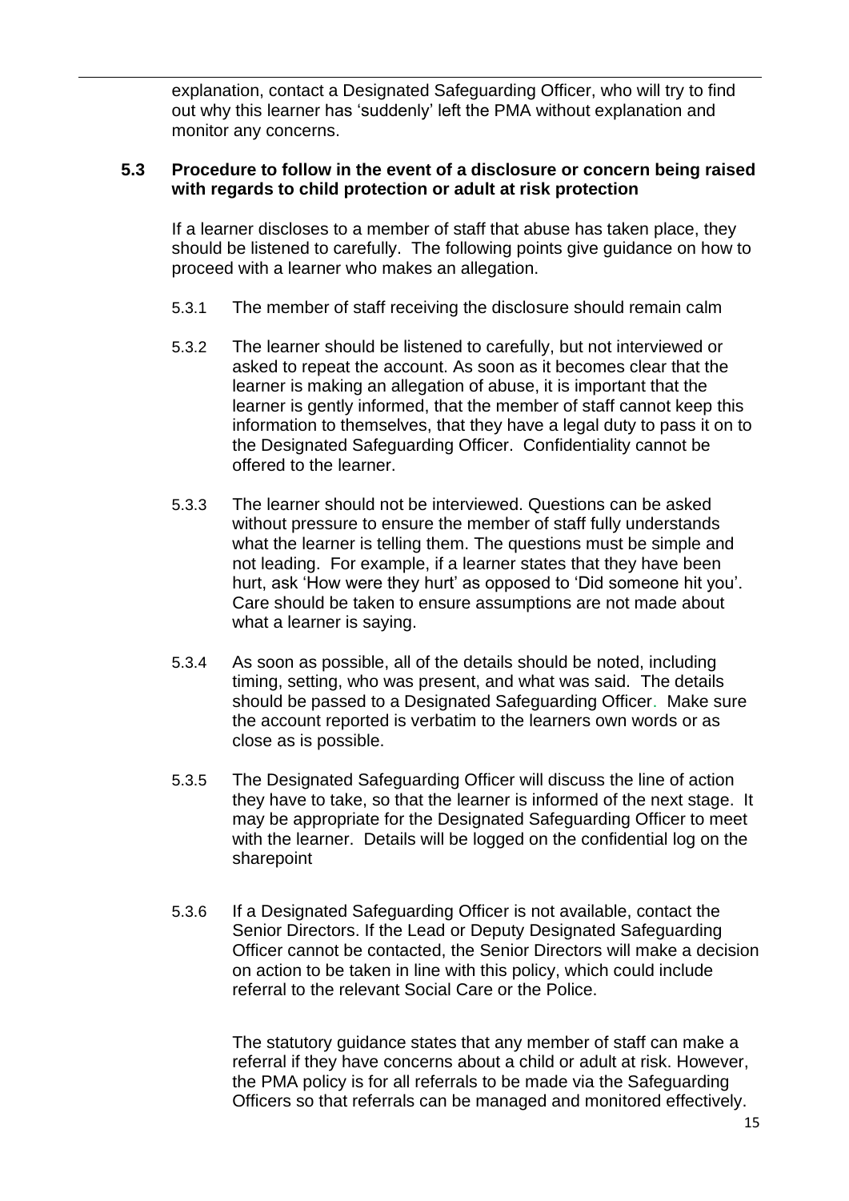explanation, contact a Designated Safeguarding Officer, who will try to find out why this learner has 'suddenly' left the PMA without explanation and monitor any concerns.

### 5.3 Procedure to follow in the event of a disclosure or concern being raised with regards to child protection or adult at risk protection

If a learner discloses to a member of staff that abuse has taken place, they should be listened to carefully. The following points give guidance on how to proceed with a learner who makes an allegation.

5.3.1 The member of staff receiving the disclosure should remain calm

5.3.2 The learner should be listened to carefully, but not interviewed or asked to repeat the account. As soon as it becomes clear that the learner is making an allegation of abuse, it is important that the learner is gently informed, that the member of staff cannot keep this information to themselves, that they have a legal duty to pass it on to the Designated Safeguarding Officer. Confidentiality cannot be offered to the learner.

5.3.3 The learner should not be interviewed. Questions can be asked without pressure to ensure the member of staff fully understands what the learner is telling them. The questions must be simple and not leading. For example, if a learner states that they have been hurt, ask 'How were they hurt' as opposed to 'Did someone hit you'. Care should be taken to ensure assumptions are not made about what a learner is saying.

5.3.4 As soon as possible, all of the details should be noted, including timing, setting, who was present, and what was said. The details should be passed to a Designated Safeguarding Officer. Make sure the account reported is verbatim to the learners own words or as close as is possible.

5.3.5 The Designated Safeguarding Officer will discuss the line of action they have to take, so that the learner is informed of the next stage. It may be appropriate for the Designated Safeguarding Officer to meet with the learner. Details will be logged on the confidential log on the sharepoint

5.3.6 If a Designated Safeguarding Officer is not available, contact the Senior Directors. If the Lead or Deputy Designated Safeguarding Officer cannot be contacted, the Senior Directors will make a decision on action to be taken in line with this policy, which could include referral to the relevant Social Care or the Police.

The statutory guidance states that any member of staff can make a referral if they have concerns about a child or adult at risk. However, the PMA policy is for all referrals to be made via the Safeguarding Officers so that referrals can be managed and monitored effectively.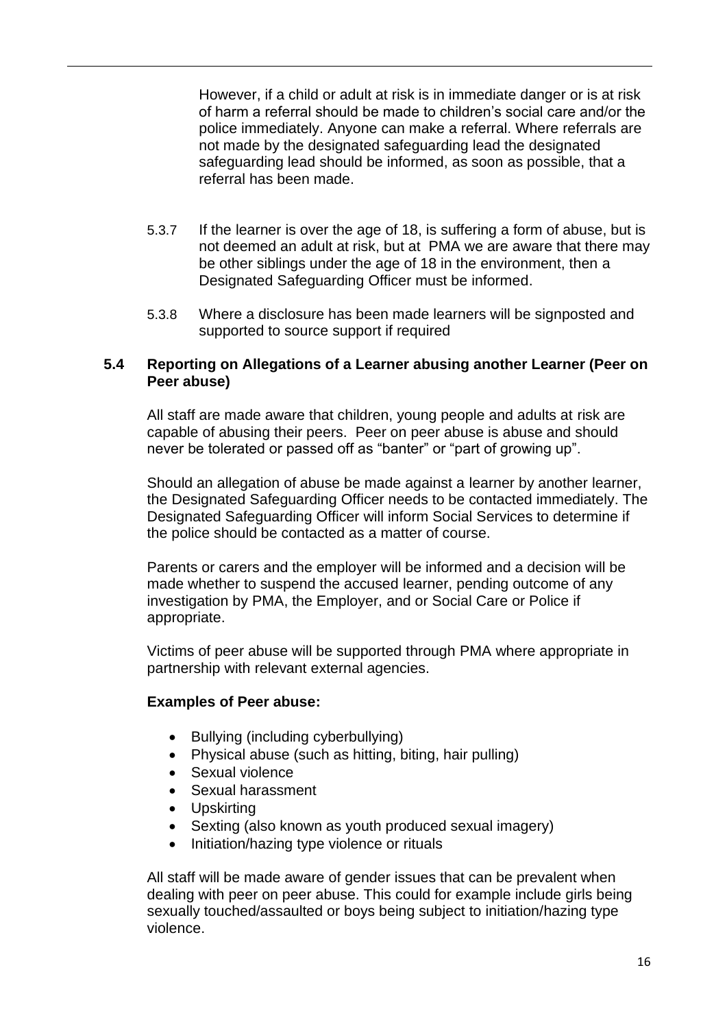However, if a child or adult at risk is in immediate danger or is at risk of harm a referral should be made to children's social care and/or the police immediately. Anyone can make a referral. Where referrals are not made by the designated safeguarding lead the designated safeguarding lead should be informed, as soon as possible, that a referral has been made.

5.3.7 If the learner is over the age of 18, is suffering a form of abuse, but is not deemed an adult at risk, but at PMA we are aware that there may be other siblings under the age of 18 in the environment, then a Designated Safeguarding Officer must be informed.

5.3.8 Where a disclosure has been made learners will be signposted and supported to source support if required

### 5.4 Reporting on Allegations of a Learner abusing another Learner (Peer on Peer abuse)

All staff are made aware that children, young people and adults at risk are capable of abusing their peers. Peer on peer abuse is abuse and should never be tolerated or passed off as "banter" or "part of growing up".

Should an allegation of abuse be made against a learner by another learner, the Designated Safeguarding Officer needs to be contacted immediately. The Designated Safeguarding Officer will inform Social Services to determine if the police should be contacted as a matter of course.

Parents or carers and the employer will be informed and a decision will be made whether to suspend the accused learner, pending outcome of any investigation by PMA, the Employer, and or Social Care or Police if appropriate.

Victims of peer abuse will be supported through PMA where appropriate in partnership with relevant external agencies.

**Examples of Peer abuse:**

- Bullying (including cyberbullying)
- Physical abuse (such as hitting, biting, hair pulling)
- Sexual violence
- Sexual harassment
- Upskirting
- Sexting (also known as youth produced sexual imagery)
- Initiation/hazing type violence or rituals

All staff will be made aware of gender issues that can be prevalent when dealing with peer on peer abuse. This could for example include girls being sexually touched/assaulted or boys being subject to initiation/hazing type violence.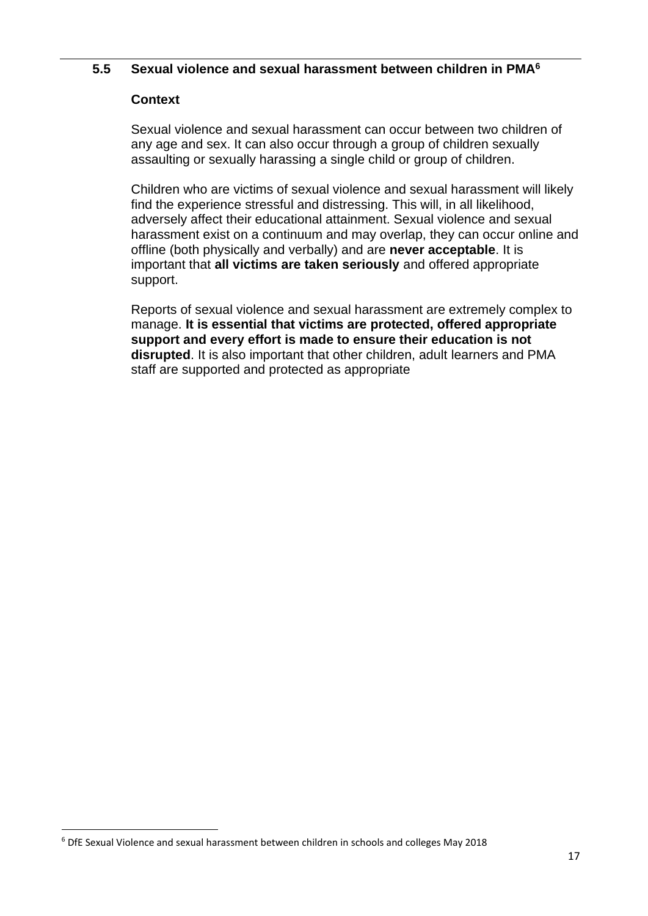## 5.5 Sexual violence and sexual harassment between children in PMA[6]

### Context

Sexual violence and sexual harassment can occur between two children of any age and sex. It can also occur through a group of children sexually assaulting or sexually harassing a single child or group of children.

Children who are victims of sexual violence and sexual harassment will likely find the experience stressful and distressing. This will, in all likelihood, adversely affect their educational attainment. Sexual violence and sexual harassment exist on a continuum and may overlap, they can occur online and offline (both physically and verbally) and are **never acceptable**. It is important that **all victims are taken seriously** and offered appropriate support.

Reports of sexual violence and sexual harassment are extremely complex to manage. **It is essential that victims are protected, offered appropriate support and every effort is made to ensure their education is not disrupted**. It is also important that other children, adult learners and PMA staff are supported and protected as appropriate

[6] DfE Sexual Violence and sexual harassment between children in schools and colleges May 2018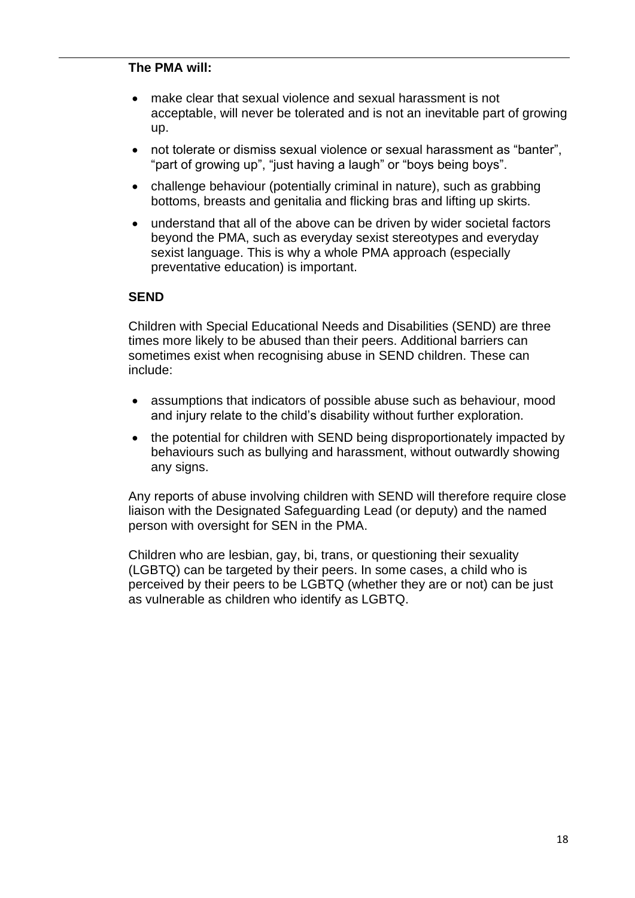**The PMA will:**

- make clear that sexual violence and sexual harassment is not acceptable, will never be tolerated and is not an inevitable part of growing up.
- not tolerate or dismiss sexual violence or sexual harassment as "banter", "part of growing up", "just having a laugh" or "boys being boys".
- challenge behaviour (potentially criminal in nature), such as grabbing bottoms, breasts and genitalia and flicking bras and lifting up skirts.
- understand that all of the above can be driven by wider societal factors beyond the PMA, such as everyday sexist stereotypes and everyday sexist language. This is why a whole PMA approach (especially preventative education) is important.

**SEND**

Children with Special Educational Needs and Disabilities (SEND) are three times more likely to be abused than their peers. Additional barriers can sometimes exist when recognising abuse in SEND children. These can include:

- assumptions that indicators of possible abuse such as behaviour, mood and injury relate to the child's disability without further exploration.
- the potential for children with SEND being disproportionately impacted by behaviours such as bullying and harassment, without outwardly showing any signs.

Any reports of abuse involving children with SEND will therefore require close liaison with the Designated Safeguarding Lead (or deputy) and the named person with oversight for SEN in the PMA.

Children who are lesbian, gay, bi, trans, or questioning their sexuality (LGBTQ) can be targeted by their peers. In some cases, a child who is perceived by their peers to be LGBTQ (whether they are or not) can be just as vulnerable as children who identify as LGBTQ.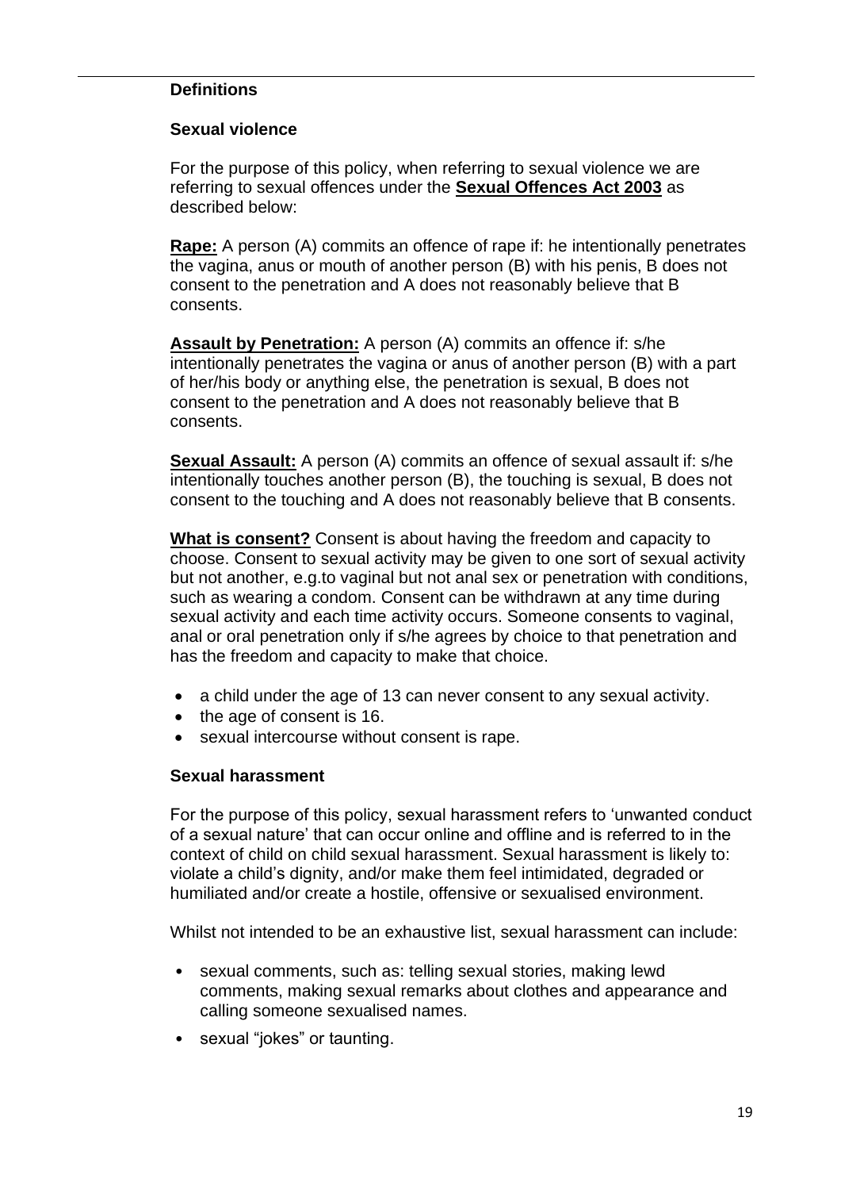**Definitions**

**Sexual violence**

For the purpose of this policy, when referring to sexual violence we are referring to sexual offences under the **Sexual Offences Act 2003** as described below:

**Rape:** A person (A) commits an offence of rape if: he intentionally penetrates the vagina, anus or mouth of another person (B) with his penis, B does not consent to the penetration and A does not reasonably believe that B consents.

**Assault by Penetration:** A person (A) commits an offence if: s/he intentionally penetrates the vagina or anus of another person (B) with a part of her/his body or anything else, the penetration is sexual, B does not consent to the penetration and A does not reasonably believe that B consents.

**Sexual Assault:** A person (A) commits an offence of sexual assault if: s/he intentionally touches another person (B), the touching is sexual, B does not consent to the touching and A does not reasonably believe that B consents.

**What is consent?** Consent is about having the freedom and capacity to choose. Consent to sexual activity may be given to one sort of sexual activity but not another, e.g.to vaginal but not anal sex or penetration with conditions, such as wearing a condom. Consent can be withdrawn at any time during sexual activity and each time activity occurs. Someone consents to vaginal, anal or oral penetration only if s/he agrees by choice to that penetration and has the freedom and capacity to make that choice.

- a child under the age of 13 can never consent to any sexual activity.
- the age of consent is 16.
- sexual intercourse without consent is rape.

**Sexual harassment**

For the purpose of this policy, sexual harassment refers to 'unwanted conduct of a sexual nature' that can occur online and offline and is referred to in the context of child on child sexual harassment. Sexual harassment is likely to: violate a child's dignity, and/or make them feel intimidated, degraded or humiliated and/or create a hostile, offensive or sexualised environment.

Whilst not intended to be an exhaustive list, sexual harassment can include:

- sexual comments, such as: telling sexual stories, making lewd comments, making sexual remarks about clothes and appearance and calling someone sexualised names.
- sexual "jokes" or taunting.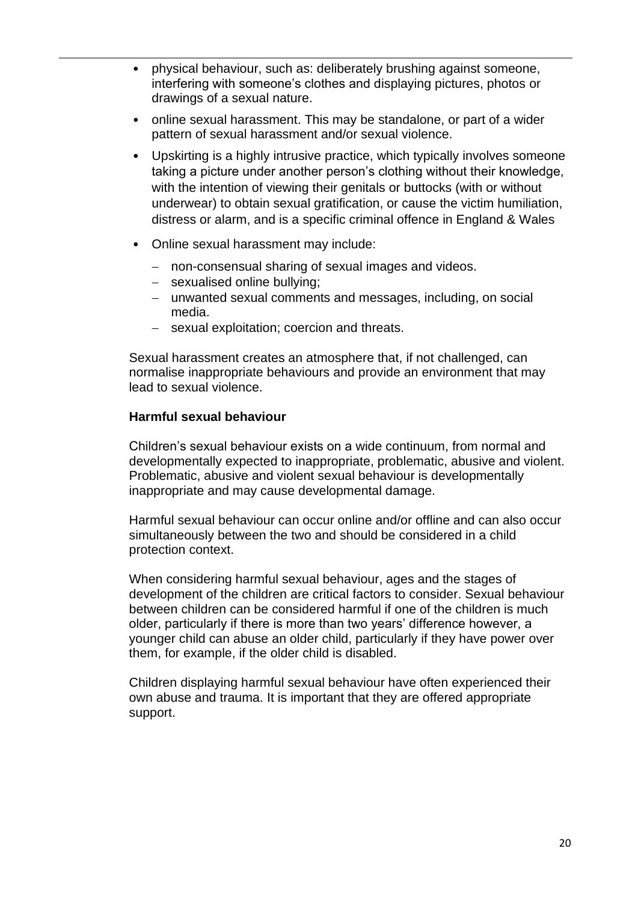- physical behaviour, such as: deliberately brushing against someone, interfering with someone's clothes and displaying pictures, photos or drawings of a sexual nature.
- online sexual harassment. This may be standalone, or part of a wider pattern of sexual harassment and/or sexual violence.
- Upskirting is a highly intrusive practice, which typically involves someone taking a picture under another person's clothing without their knowledge, with the intention of viewing their genitals or buttocks (with or without underwear) to obtain sexual gratification, or cause the victim humiliation, distress or alarm, and is a specific criminal offence in England & Wales
- Online sexual harassment may include:
  - non-consensual sharing of sexual images and videos.
  - sexualised online bullying;
  - unwanted sexual comments and messages, including, on social media.
  - sexual exploitation; coercion and threats.

Sexual harassment creates an atmosphere that, if not challenged, can normalise inappropriate behaviours and provide an environment that may lead to sexual violence.

**Harmful sexual behaviour**

Children's sexual behaviour exists on a wide continuum, from normal and developmentally expected to inappropriate, problematic, abusive and violent. Problematic, abusive and violent sexual behaviour is developmentally inappropriate and may cause developmental damage.

Harmful sexual behaviour can occur online and/or offline and can also occur simultaneously between the two and should be considered in a child protection context.

When considering harmful sexual behaviour, ages and the stages of development of the children are critical factors to consider. Sexual behaviour between children can be considered harmful if one of the children is much older, particularly if there is more than two years' difference however, a younger child can abuse an older child, particularly if they have power over them, for example, if the older child is disabled.

Children displaying harmful sexual behaviour have often experienced their own abuse and trauma. It is important that they are offered appropriate support.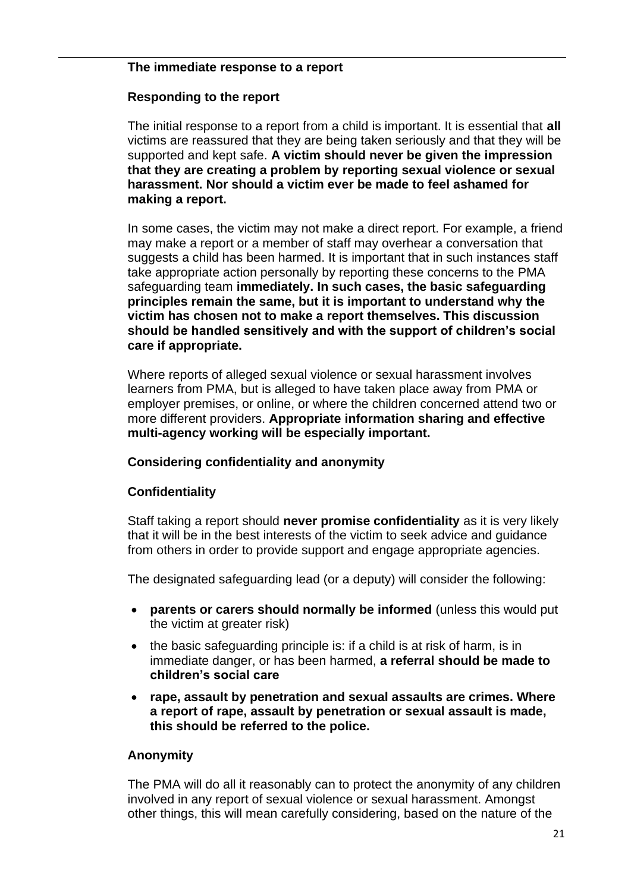### The immediate response to a report

#### Responding to the report

The initial response to a report from a child is important. It is essential that **all** victims are reassured that they are being taken seriously and that they will be supported and kept safe. **A victim should never be given the impression that they are creating a problem by reporting sexual violence or sexual harassment. Nor should a victim ever be made to feel ashamed for making a report.**

In some cases, the victim may not make a direct report. For example, a friend may make a report or a member of staff may overhear a conversation that suggests a child has been harmed. It is important that in such instances staff take appropriate action personally by reporting these concerns to the PMA safeguarding team **immediately. In such cases, the basic safeguarding principles remain the same, but it is important to understand why the victim has chosen not to make a report themselves. This discussion should be handled sensitively and with the support of children's social care if appropriate.**

Where reports of alleged sexual violence or sexual harassment involves learners from PMA, but is alleged to have taken place away from PMA or employer premises, or online, or where the children concerned attend two or more different providers. **Appropriate information sharing and effective multi-agency working will be especially important.**

#### Considering confidentiality and anonymity

#### Confidentiality

Staff taking a report should **never promise confidentiality** as it is very likely that it will be in the best interests of the victim to seek advice and guidance from others in order to provide support and engage appropriate agencies.

The designated safeguarding lead (or a deputy) will consider the following:

- **parents or carers should normally be informed** (unless this would put the victim at greater risk)
- the basic safeguarding principle is: if a child is at risk of harm, is in immediate danger, or has been harmed, **a referral should be made to children's social care**
- **rape, assault by penetration and sexual assaults are crimes. Where a report of rape, assault by penetration or sexual assault is made, this should be referred to the police.**

#### Anonymity

The PMA will do all it reasonably can to protect the anonymity of any children involved in any report of sexual violence or sexual harassment. Amongst other things, this will mean carefully considering, based on the nature of the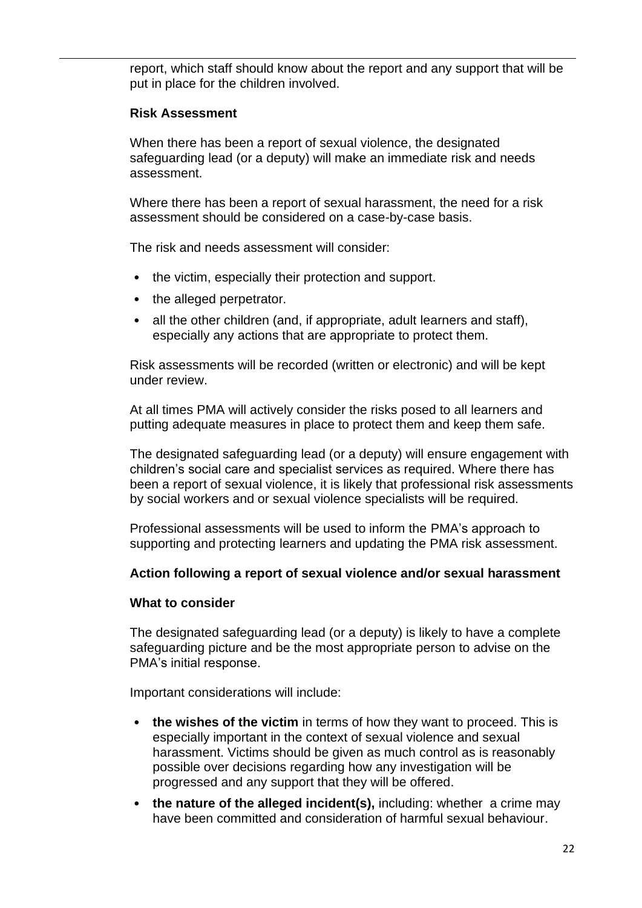report, which staff should know about the report and any support that will be put in place for the children involved.

**Risk Assessment**

When there has been a report of sexual violence, the designated safeguarding lead (or a deputy) will make an immediate risk and needs assessment.

Where there has been a report of sexual harassment, the need for a risk assessment should be considered on a case-by-case basis.

The risk and needs assessment will consider:

- the victim, especially their protection and support.
- the alleged perpetrator.
- all the other children (and, if appropriate, adult learners and staff), especially any actions that are appropriate to protect them.

Risk assessments will be recorded (written or electronic) and will be kept under review.

At all times PMA will actively consider the risks posed to all learners and putting adequate measures in place to protect them and keep them safe.

The designated safeguarding lead (or a deputy) will ensure engagement with children's social care and specialist services as required. Where there has been a report of sexual violence, it is likely that professional risk assessments by social workers and or sexual violence specialists will be required.

Professional assessments will be used to inform the PMA's approach to supporting and protecting learners and updating the PMA risk assessment.

**Action following a report of sexual violence and/or sexual harassment**

**What to consider**

The designated safeguarding lead (or a deputy) is likely to have a complete safeguarding picture and be the most appropriate person to advise on the PMA's initial response.

Important considerations will include:

- **the wishes of the victim** in terms of how they want to proceed. This is especially important in the context of sexual violence and sexual harassment. Victims should be given as much control as is reasonably possible over decisions regarding how any investigation will be progressed and any support that they will be offered.
- **the nature of the alleged incident(s),** including: whether a crime may have been committed and consideration of harmful sexual behaviour.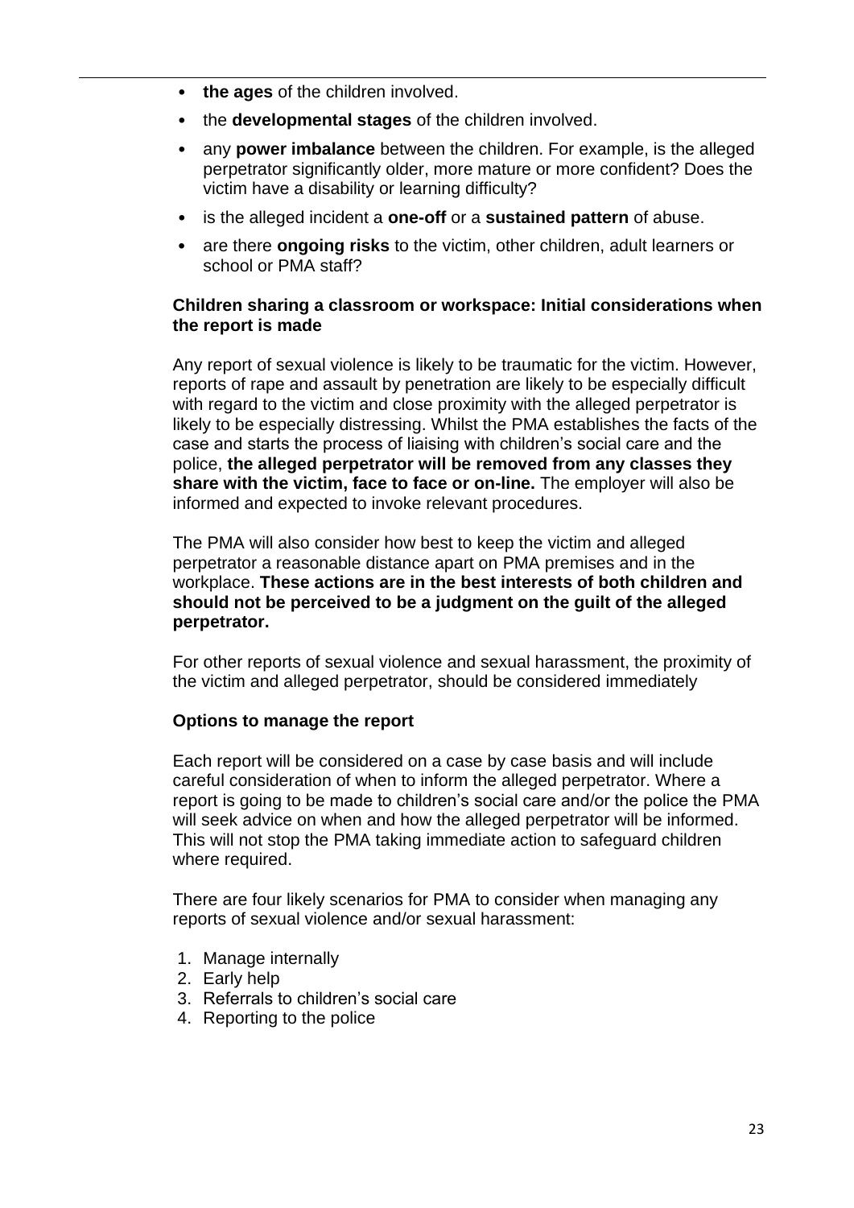- **the ages** of the children involved.
- the **developmental stages** of the children involved.
- any **power imbalance** between the children. For example, is the alleged perpetrator significantly older, more mature or more confident? Does the victim have a disability or learning difficulty?
- is the alleged incident a **one-off** or a **sustained pattern** of abuse.
- are there **ongoing risks** to the victim, other children, adult learners or school or PMA staff?

**Children sharing a classroom or workspace: Initial considerations when the report is made**

Any report of sexual violence is likely to be traumatic for the victim. However, reports of rape and assault by penetration are likely to be especially difficult with regard to the victim and close proximity with the alleged perpetrator is likely to be especially distressing. Whilst the PMA establishes the facts of the case and starts the process of liaising with children's social care and the police, **the alleged perpetrator will be removed from any classes they share with the victim, face to face or on-line.** The employer will also be informed and expected to invoke relevant procedures.

The PMA will also consider how best to keep the victim and alleged perpetrator a reasonable distance apart on PMA premises and in the workplace. **These actions are in the best interests of both children and should not be perceived to be a judgment on the guilt of the alleged perpetrator.**

For other reports of sexual violence and sexual harassment, the proximity of the victim and alleged perpetrator, should be considered immediately

**Options to manage the report**

Each report will be considered on a case by case basis and will include careful consideration of when to inform the alleged perpetrator. Where a report is going to be made to children's social care and/or the police the PMA will seek advice on when and how the alleged perpetrator will be informed. This will not stop the PMA taking immediate action to safeguard children where required.

There are four likely scenarios for PMA to consider when managing any reports of sexual violence and/or sexual harassment:

1. Manage internally
2. Early help
3. Referrals to children's social care
4. Reporting to the police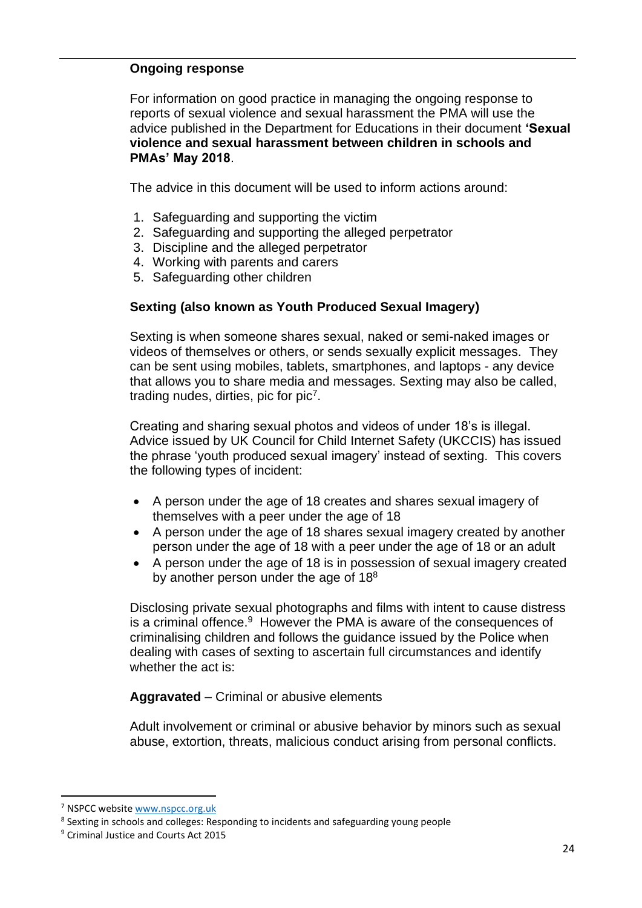**Ongoing response**

For information on good practice in managing the ongoing response to reports of sexual violence and sexual harassment the PMA will use the advice published in the Department for Educations in their document **'Sexual violence and sexual harassment between children in schools and PMAs' May 2018**.

The advice in this document will be used to inform actions around:

1. Safeguarding and supporting the victim
2. Safeguarding and supporting the alleged perpetrator
3. Discipline and the alleged perpetrator
4. Working with parents and carers
5. Safeguarding other children

**Sexting (also known as Youth Produced Sexual Imagery)**

Sexting is when someone shares sexual, naked or semi-naked images or videos of themselves or others, or sends sexually explicit messages. They can be sent using mobiles, tablets, smartphones, and laptops - any device that allows you to share media and messages. Sexting may also be called, trading nudes, dirties, pic for pic[7].

Creating and sharing sexual photos and videos of under 18's is illegal. Advice issued by UK Council for Child Internet Safety (UKCCIS) has issued the phrase 'youth produced sexual imagery' instead of sexting. This covers the following types of incident:

- A person under the age of 18 creates and shares sexual imagery of themselves with a peer under the age of 18
- A person under the age of 18 shares sexual imagery created by another person under the age of 18 with a peer under the age of 18 or an adult
- A person under the age of 18 is in possession of sexual imagery created by another person under the age of 18[8]

Disclosing private sexual photographs and films with intent to cause distress is a criminal offence.[9] However the PMA is aware of the consequences of criminalising children and follows the guidance issued by the Police when dealing with cases of sexting to ascertain full circumstances and identify whether the act is:

**Aggravated** – Criminal or abusive elements

Adult involvement or criminal or abusive behavior by minors such as sexual abuse, extortion, threats, malicious conduct arising from personal conflicts.

---

[7] NSPCC website www.nspcc.org.uk

[8] Sexting in schools and colleges: Responding to incidents and safeguarding young people

[9] Criminal Justice and Courts Act 2015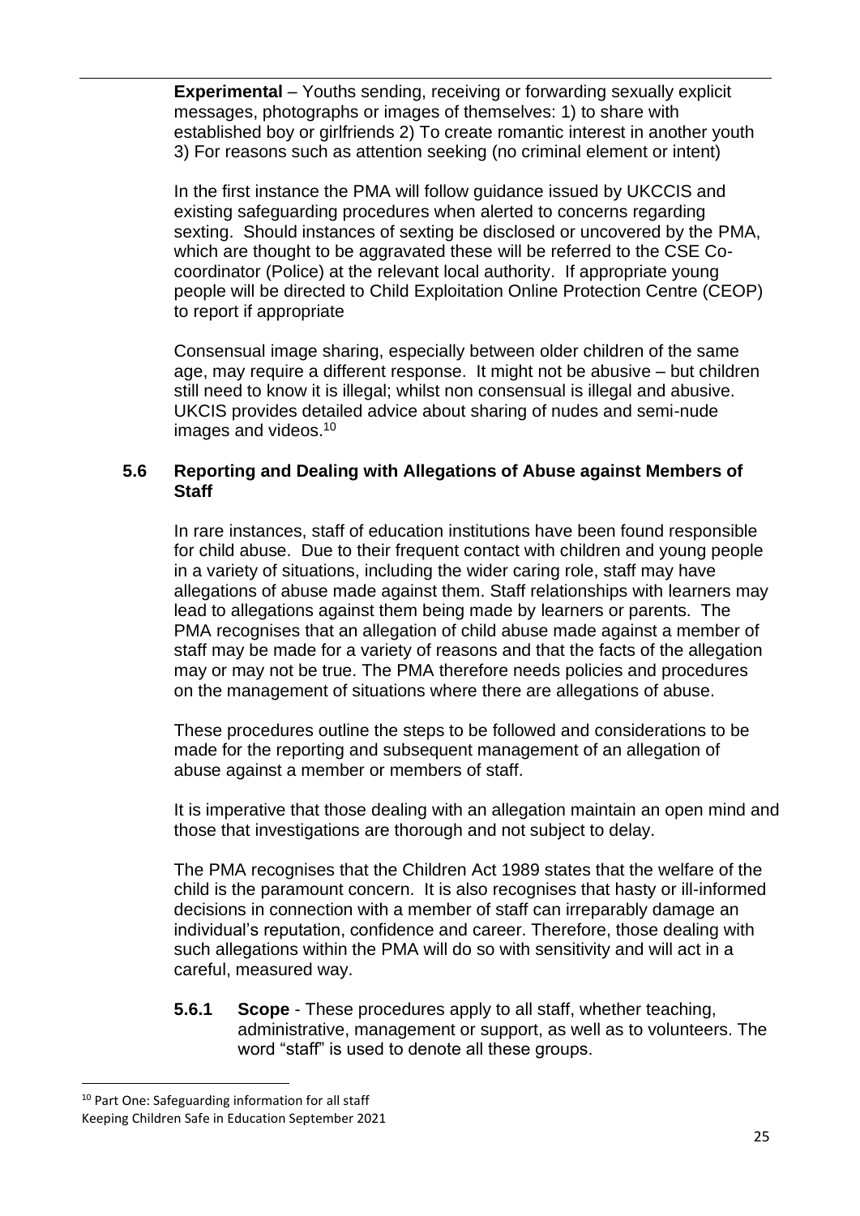**Experimental** – Youths sending, receiving or forwarding sexually explicit messages, photographs or images of themselves: 1) to share with established boy or girlfriends 2) To create romantic interest in another youth 3) For reasons such as attention seeking (no criminal element or intent)

In the first instance the PMA will follow guidance issued by UKCCIS and existing safeguarding procedures when alerted to concerns regarding sexting. Should instances of sexting be disclosed or uncovered by the PMA, which are thought to be aggravated these will be referred to the CSE Co-coordinator (Police) at the relevant local authority. If appropriate young people will be directed to Child Exploitation Online Protection Centre (CEOP) to report if appropriate

Consensual image sharing, especially between older children of the same age, may require a different response. It might not be abusive – but children still need to know it is illegal; whilst non consensual is illegal and abusive. UKCIS provides detailed advice about sharing of nudes and semi-nude images and videos.[10]

### 5.6 Reporting and Dealing with Allegations of Abuse against Members of Staff

In rare instances, staff of education institutions have been found responsible for child abuse. Due to their frequent contact with children and young people in a variety of situations, including the wider caring role, staff may have allegations of abuse made against them. Staff relationships with learners may lead to allegations against them being made by learners or parents. The PMA recognises that an allegation of child abuse made against a member of staff may be made for a variety of reasons and that the facts of the allegation may or may not be true. The PMA therefore needs policies and procedures on the management of situations where there are allegations of abuse.

These procedures outline the steps to be followed and considerations to be made for the reporting and subsequent management of an allegation of abuse against a member or members of staff.

It is imperative that those dealing with an allegation maintain an open mind and those that investigations are thorough and not subject to delay.

The PMA recognises that the Children Act 1989 states that the welfare of the child is the paramount concern. It is also recognises that hasty or ill-informed decisions in connection with a member of staff can irreparably damage an individual's reputation, confidence and career. Therefore, those dealing with such allegations within the PMA will do so with sensitivity and will act in a careful, measured way.

**5.6.1 Scope** - These procedures apply to all staff, whether teaching, administrative, management or support, as well as to volunteers. The word "staff" is used to denote all these groups.

[10] Part One: Safeguarding information for all staff
Keeping Children Safe in Education September 2021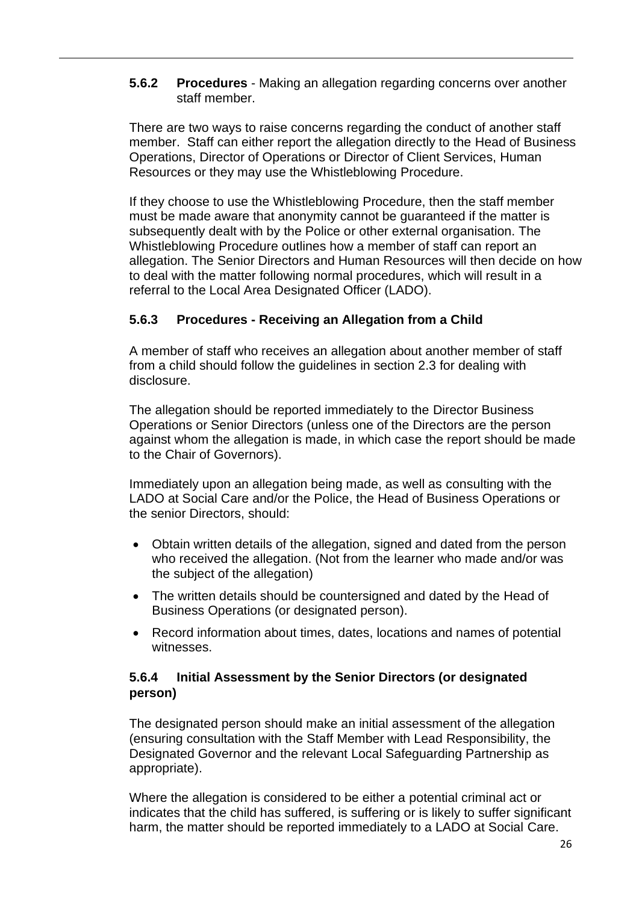### 5.6.2 **Procedures** - Making an allegation regarding concerns over another staff member.

There are two ways to raise concerns regarding the conduct of another staff member. Staff can either report the allegation directly to the Head of Business Operations, Director of Operations or Director of Client Services, Human Resources or they may use the Whistleblowing Procedure.

If they choose to use the Whistleblowing Procedure, then the staff member must be made aware that anonymity cannot be guaranteed if the matter is subsequently dealt with by the Police or other external organisation. The Whistleblowing Procedure outlines how a member of staff can report an allegation. The Senior Directors and Human Resources will then decide on how to deal with the matter following normal procedures, which will result in a referral to the Local Area Designated Officer (LADO).

### 5.6.3 Procedures - Receiving an Allegation from a Child

A member of staff who receives an allegation about another member of staff from a child should follow the guidelines in section 2.3 for dealing with disclosure.

The allegation should be reported immediately to the Director Business Operations or Senior Directors (unless one of the Directors are the person against whom the allegation is made, in which case the report should be made to the Chair of Governors).

Immediately upon an allegation being made, as well as consulting with the LADO at Social Care and/or the Police, the Head of Business Operations or the senior Directors, should:

- Obtain written details of the allegation, signed and dated from the person who received the allegation. (Not from the learner who made and/or was the subject of the allegation)
- The written details should be countersigned and dated by the Head of Business Operations (or designated person).
- Record information about times, dates, locations and names of potential witnesses.

### 5.6.4 Initial Assessment by the Senior Directors (or designated person)

The designated person should make an initial assessment of the allegation (ensuring consultation with the Staff Member with Lead Responsibility, the Designated Governor and the relevant Local Safeguarding Partnership as appropriate).

Where the allegation is considered to be either a potential criminal act or indicates that the child has suffered, is suffering or is likely to suffer significant harm, the matter should be reported immediately to a LADO at Social Care.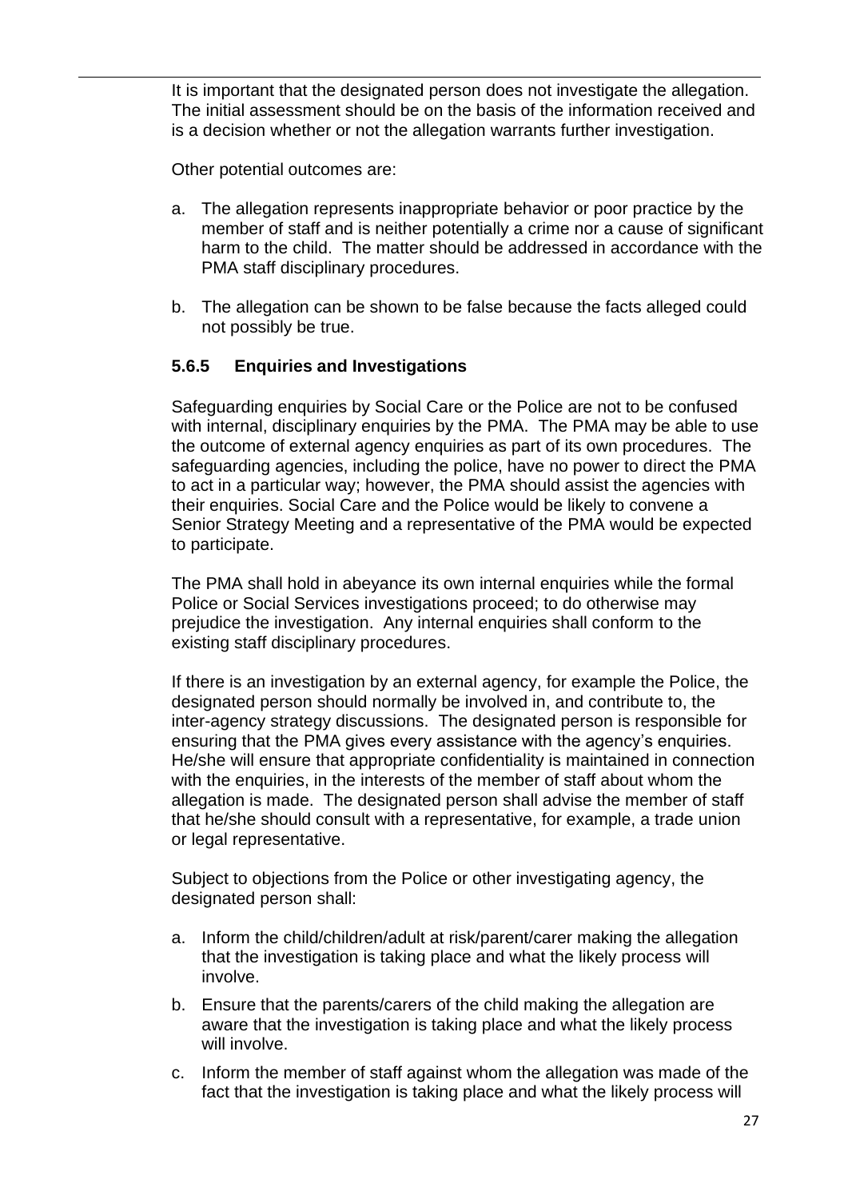It is important that the designated person does not investigate the allegation. The initial assessment should be on the basis of the information received and is a decision whether or not the allegation warrants further investigation.

Other potential outcomes are:

a. The allegation represents inappropriate behavior or poor practice by the member of staff and is neither potentially a crime nor a cause of significant harm to the child. The matter should be addressed in accordance with the PMA staff disciplinary procedures.

b. The allegation can be shown to be false because the facts alleged could not possibly be true.

### 5.6.5 Enquiries and Investigations

Safeguarding enquiries by Social Care or the Police are not to be confused with internal, disciplinary enquiries by the PMA. The PMA may be able to use the outcome of external agency enquiries as part of its own procedures. The safeguarding agencies, including the police, have no power to direct the PMA to act in a particular way; however, the PMA should assist the agencies with their enquiries. Social Care and the Police would be likely to convene a Senior Strategy Meeting and a representative of the PMA would be expected to participate.

The PMA shall hold in abeyance its own internal enquiries while the formal Police or Social Services investigations proceed; to do otherwise may prejudice the investigation. Any internal enquiries shall conform to the existing staff disciplinary procedures.

If there is an investigation by an external agency, for example the Police, the designated person should normally be involved in, and contribute to, the inter-agency strategy discussions. The designated person is responsible for ensuring that the PMA gives every assistance with the agency's enquiries. He/she will ensure that appropriate confidentiality is maintained in connection with the enquiries, in the interests of the member of staff about whom the allegation is made. The designated person shall advise the member of staff that he/she should consult with a representative, for example, a trade union or legal representative.

Subject to objections from the Police or other investigating agency, the designated person shall:

a. Inform the child/children/adult at risk/parent/carer making the allegation that the investigation is taking place and what the likely process will involve.

b. Ensure that the parents/carers of the child making the allegation are aware that the investigation is taking place and what the likely process will involve.

c. Inform the member of staff against whom the allegation was made of the fact that the investigation is taking place and what the likely process will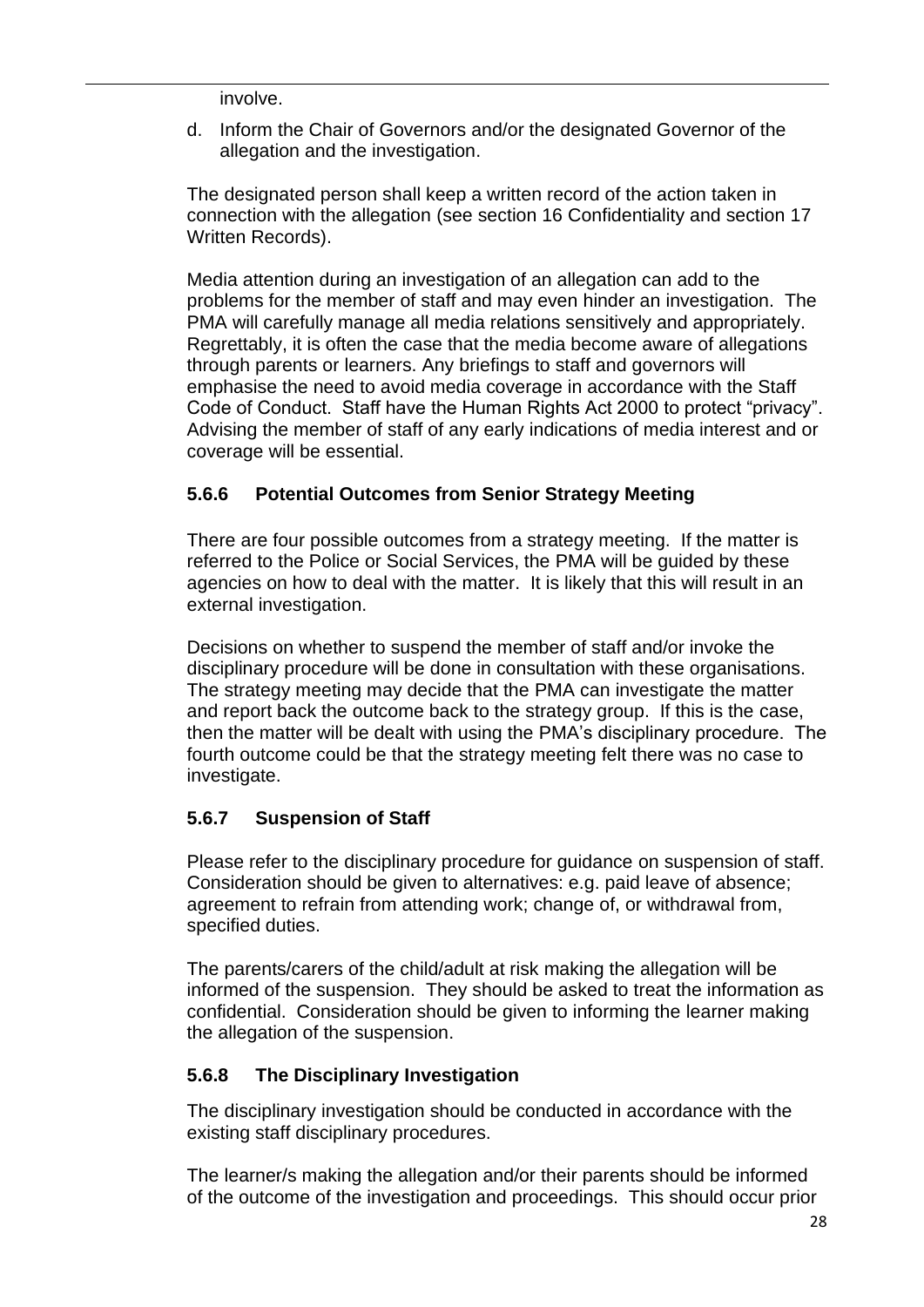involve.

d. Inform the Chair of Governors and/or the designated Governor of the allegation and the investigation.

The designated person shall keep a written record of the action taken in connection with the allegation (see section 16 Confidentiality and section 17 Written Records).

Media attention during an investigation of an allegation can add to the problems for the member of staff and may even hinder an investigation. The PMA will carefully manage all media relations sensitively and appropriately. Regrettably, it is often the case that the media become aware of allegations through parents or learners. Any briefings to staff and governors will emphasise the need to avoid media coverage in accordance with the Staff Code of Conduct. Staff have the Human Rights Act 2000 to protect "privacy". Advising the member of staff of any early indications of media interest and or coverage will be essential.

### 5.6.6 Potential Outcomes from Senior Strategy Meeting

There are four possible outcomes from a strategy meeting. If the matter is referred to the Police or Social Services, the PMA will be guided by these agencies on how to deal with the matter. It is likely that this will result in an external investigation.

Decisions on whether to suspend the member of staff and/or invoke the disciplinary procedure will be done in consultation with these organisations. The strategy meeting may decide that the PMA can investigate the matter and report back the outcome back to the strategy group. If this is the case, then the matter will be dealt with using the PMA's disciplinary procedure. The fourth outcome could be that the strategy meeting felt there was no case to investigate.

### 5.6.7 Suspension of Staff

Please refer to the disciplinary procedure for guidance on suspension of staff. Consideration should be given to alternatives: e.g. paid leave of absence; agreement to refrain from attending work; change of, or withdrawal from, specified duties.

The parents/carers of the child/adult at risk making the allegation will be informed of the suspension. They should be asked to treat the information as confidential. Consideration should be given to informing the learner making the allegation of the suspension.

### 5.6.8 The Disciplinary Investigation

The disciplinary investigation should be conducted in accordance with the existing staff disciplinary procedures.

The learner/s making the allegation and/or their parents should be informed of the outcome of the investigation and proceedings. This should occur prior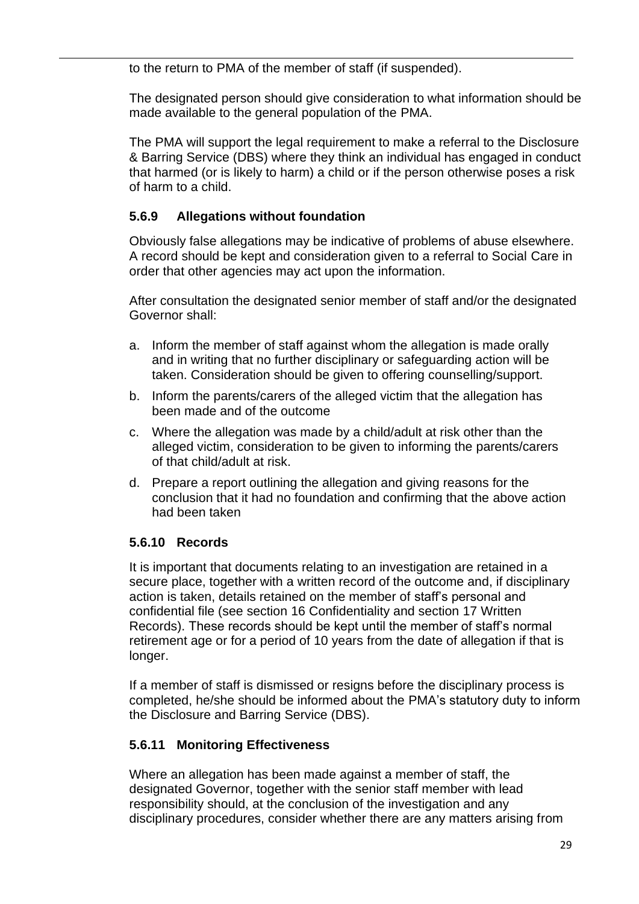to the return to PMA of the member of staff (if suspended).

The designated person should give consideration to what information should be made available to the general population of the PMA.

The PMA will support the legal requirement to make a referral to the Disclosure & Barring Service (DBS) where they think an individual has engaged in conduct that harmed (or is likely to harm) a child or if the person otherwise poses a risk of harm to a child.

### 5.6.9 Allegations without foundation

Obviously false allegations may be indicative of problems of abuse elsewhere. A record should be kept and consideration given to a referral to Social Care in order that other agencies may act upon the information.

After consultation the designated senior member of staff and/or the designated Governor shall:

a. Inform the member of staff against whom the allegation is made orally and in writing that no further disciplinary or safeguarding action will be taken. Consideration should be given to offering counselling/support.
b. Inform the parents/carers of the alleged victim that the allegation has been made and of the outcome
c. Where the allegation was made by a child/adult at risk other than the alleged victim, consideration to be given to informing the parents/carers of that child/adult at risk.
d. Prepare a report outlining the allegation and giving reasons for the conclusion that it had no foundation and confirming that the above action had been taken

### 5.6.10 Records

It is important that documents relating to an investigation are retained in a secure place, together with a written record of the outcome and, if disciplinary action is taken, details retained on the member of staff's personal and confidential file (see section 16 Confidentiality and section 17 Written Records). These records should be kept until the member of staff's normal retirement age or for a period of 10 years from the date of allegation if that is longer.

If a member of staff is dismissed or resigns before the disciplinary process is completed, he/she should be informed about the PMA's statutory duty to inform the Disclosure and Barring Service (DBS).

### 5.6.11 Monitoring Effectiveness

Where an allegation has been made against a member of staff, the designated Governor, together with the senior staff member with lead responsibility should, at the conclusion of the investigation and any disciplinary procedures, consider whether there are any matters arising from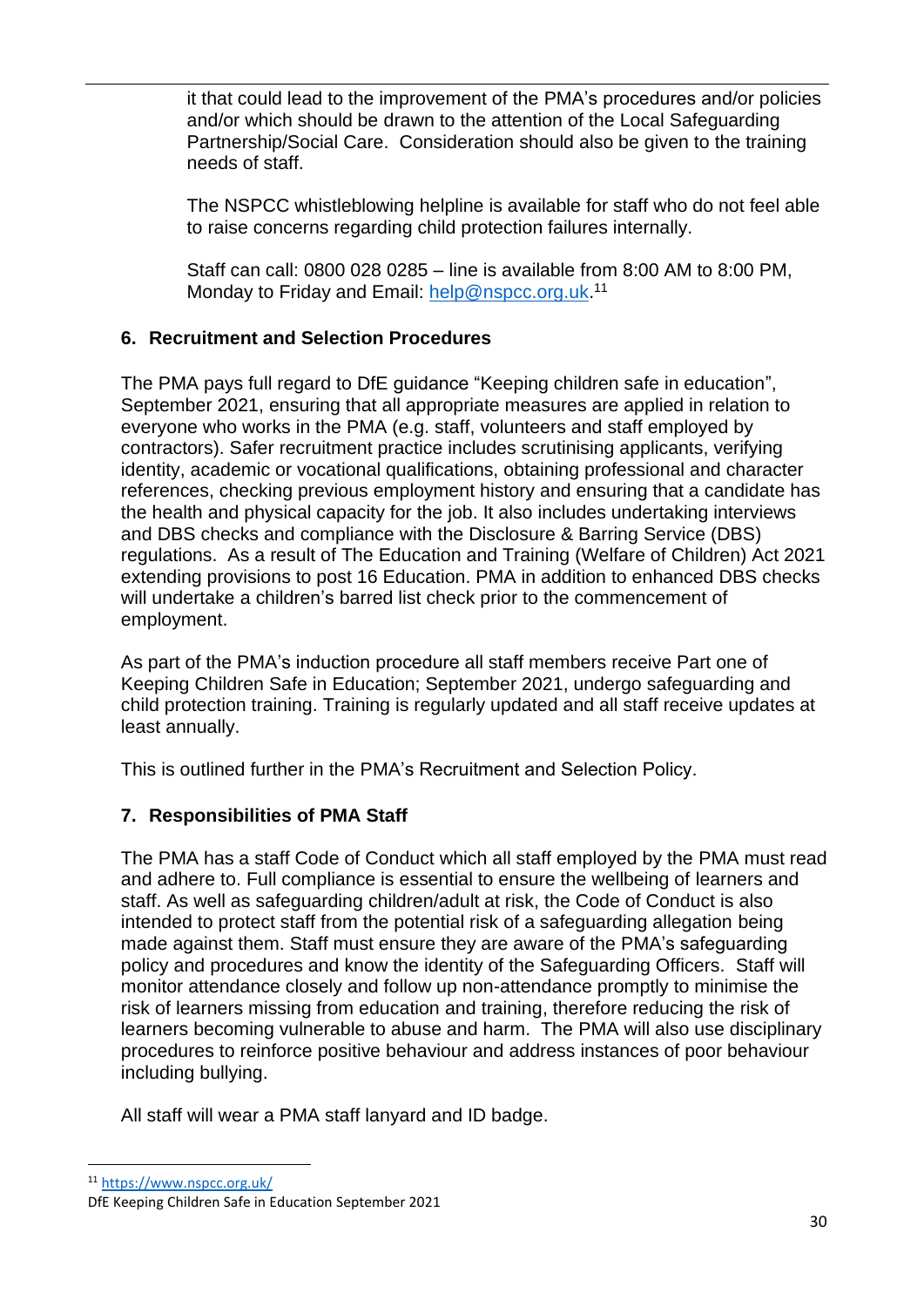it that could lead to the improvement of the PMA's procedures and/or policies and/or which should be drawn to the attention of the Local Safeguarding Partnership/Social Care. Consideration should also be given to the training needs of staff.

The NSPCC whistleblowing helpline is available for staff who do not feel able to raise concerns regarding child protection failures internally.

Staff can call: 0800 028 0285 – line is available from 8:00 AM to 8:00 PM, Monday to Friday and Email: help@nspcc.org.uk.[11]

## 6. Recruitment and Selection Procedures

The PMA pays full regard to DfE guidance "Keeping children safe in education", September 2021, ensuring that all appropriate measures are applied in relation to everyone who works in the PMA (e.g. staff, volunteers and staff employed by contractors). Safer recruitment practice includes scrutinising applicants, verifying identity, academic or vocational qualifications, obtaining professional and character references, checking previous employment history and ensuring that a candidate has the health and physical capacity for the job. It also includes undertaking interviews and DBS checks and compliance with the Disclosure & Barring Service (DBS) regulations. As a result of The Education and Training (Welfare of Children) Act 2021 extending provisions to post 16 Education. PMA in addition to enhanced DBS checks will undertake a children's barred list check prior to the commencement of employment.

As part of the PMA's induction procedure all staff members receive Part one of Keeping Children Safe in Education; September 2021, undergo safeguarding and child protection training. Training is regularly updated and all staff receive updates at least annually.

This is outlined further in the PMA's Recruitment and Selection Policy.

## 7. Responsibilities of PMA Staff

The PMA has a staff Code of Conduct which all staff employed by the PMA must read and adhere to. Full compliance is essential to ensure the wellbeing of learners and staff. As well as safeguarding children/adult at risk, the Code of Conduct is also intended to protect staff from the potential risk of a safeguarding allegation being made against them. Staff must ensure they are aware of the PMA's safeguarding policy and procedures and know the identity of the Safeguarding Officers. Staff will monitor attendance closely and follow up non-attendance promptly to minimise the risk of learners missing from education and training, therefore reducing the risk of learners becoming vulnerable to abuse and harm. The PMA will also use disciplinary procedures to reinforce positive behaviour and address instances of poor behaviour including bullying.

All staff will wear a PMA staff lanyard and ID badge.

---

[11] https://www.nspcc.org.uk/

DfE Keeping Children Safe in Education September 2021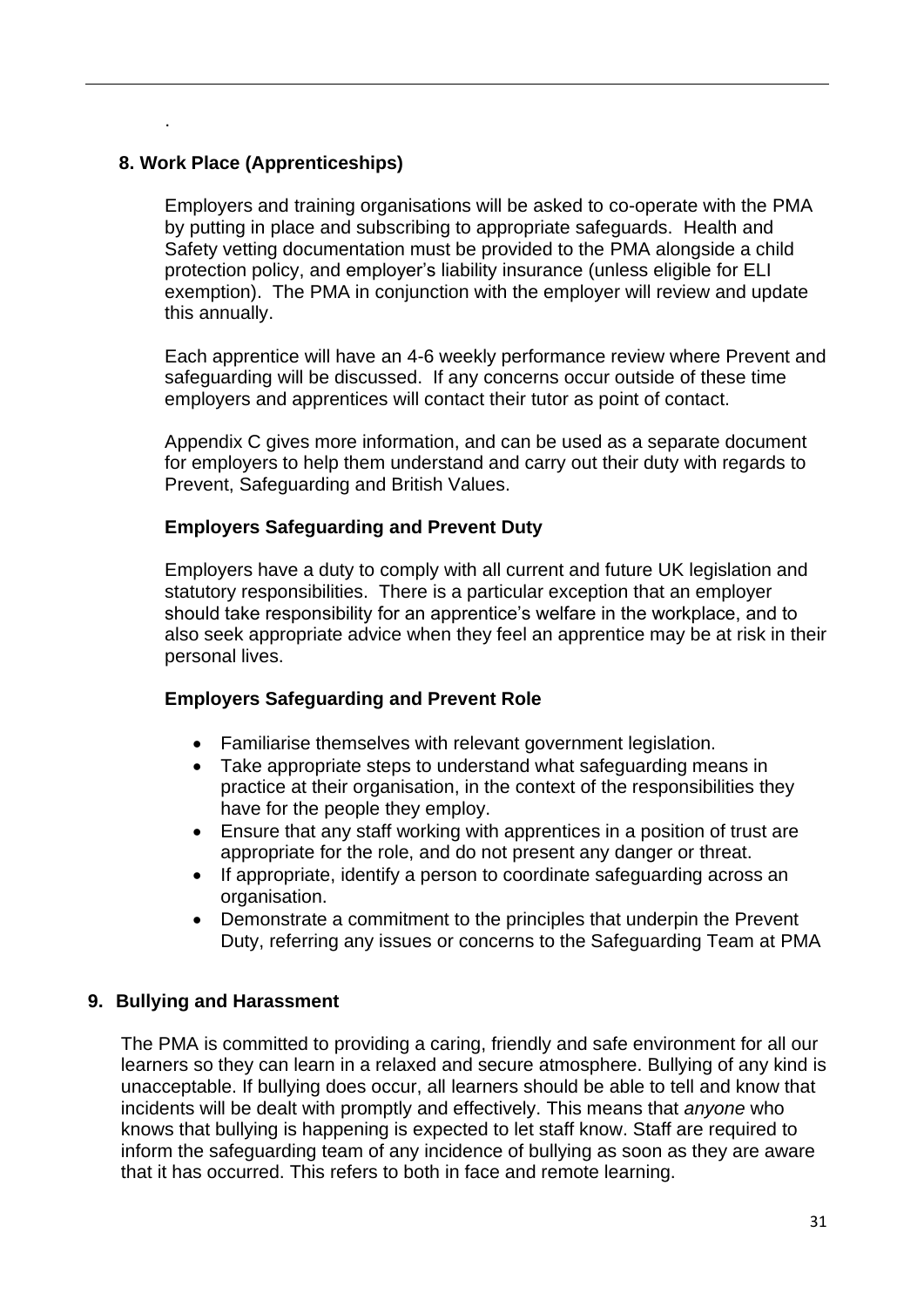.

## 8. Work Place (Apprenticeships)

Employers and training organisations will be asked to co-operate with the PMA by putting in place and subscribing to appropriate safeguards. Health and Safety vetting documentation must be provided to the PMA alongside a child protection policy, and employer's liability insurance (unless eligible for ELI exemption). The PMA in conjunction with the employer will review and update this annually.

Each apprentice will have an 4-6 weekly performance review where Prevent and safeguarding will be discussed. If any concerns occur outside of these time employers and apprentices will contact their tutor as point of contact.

Appendix C gives more information, and can be used as a separate document for employers to help them understand and carry out their duty with regards to Prevent, Safeguarding and British Values.

### Employers Safeguarding and Prevent Duty

Employers have a duty to comply with all current and future UK legislation and statutory responsibilities. There is a particular exception that an employer should take responsibility for an apprentice's welfare in the workplace, and to also seek appropriate advice when they feel an apprentice may be at risk in their personal lives.

### Employers Safeguarding and Prevent Role

- Familiarise themselves with relevant government legislation.
- Take appropriate steps to understand what safeguarding means in practice at their organisation, in the context of the responsibilities they have for the people they employ.
- Ensure that any staff working with apprentices in a position of trust are appropriate for the role, and do not present any danger or threat.
- If appropriate, identify a person to coordinate safeguarding across an organisation.
- Demonstrate a commitment to the principles that underpin the Prevent Duty, referring any issues or concerns to the Safeguarding Team at PMA

## 9. Bullying and Harassment

The PMA is committed to providing a caring, friendly and safe environment for all our learners so they can learn in a relaxed and secure atmosphere. Bullying of any kind is unacceptable. If bullying does occur, all learners should be able to tell and know that incidents will be dealt with promptly and effectively. This means that *anyone* who knows that bullying is happening is expected to let staff know. Staff are required to inform the safeguarding team of any incidence of bullying as soon as they are aware that it has occurred. This refers to both in face and remote learning.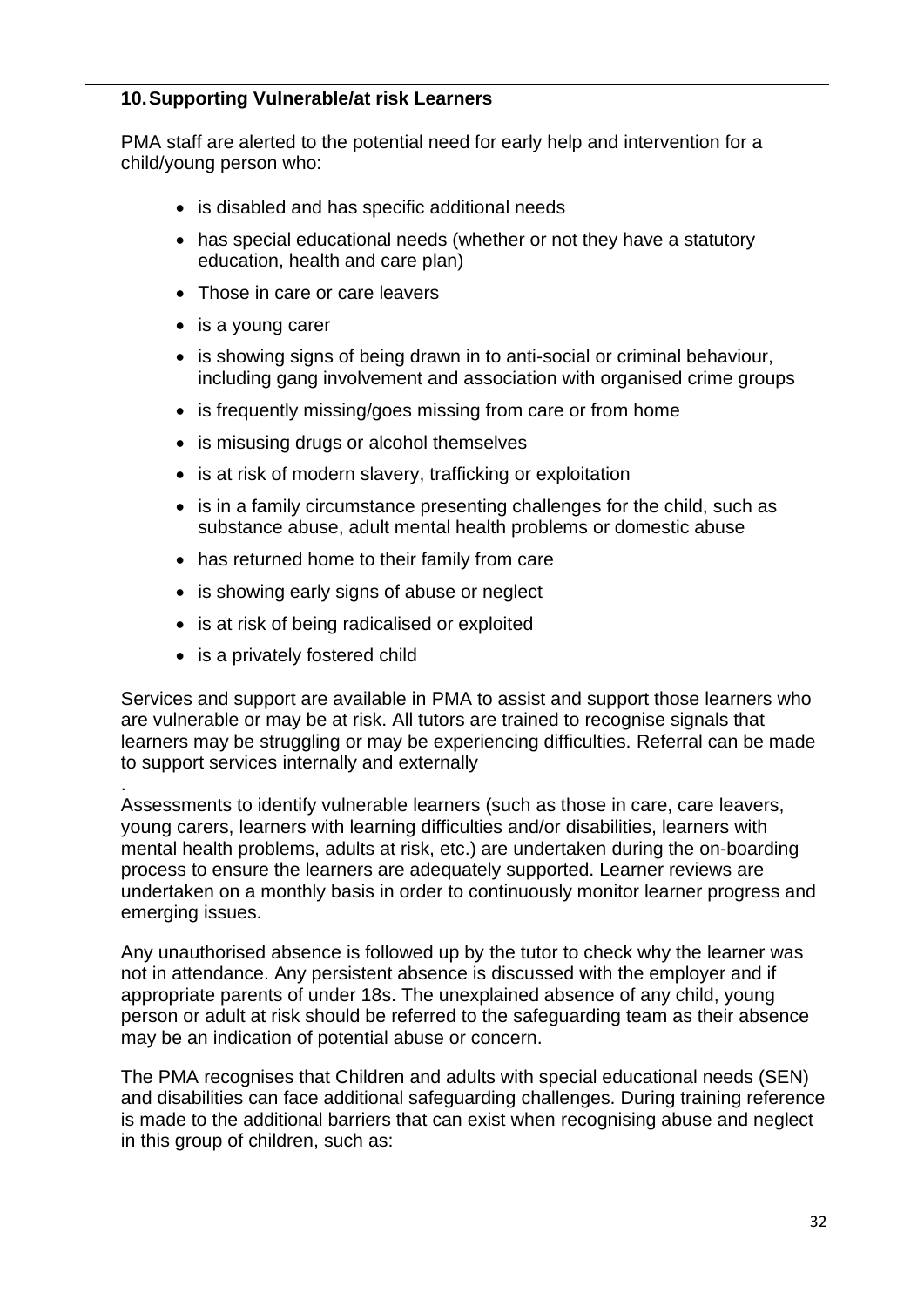## 10. Supporting Vulnerable/at risk Learners

PMA staff are alerted to the potential need for early help and intervention for a child/young person who:

- is disabled and has specific additional needs
- has special educational needs (whether or not they have a statutory education, health and care plan)
- Those in care or care leavers
- is a young carer
- is showing signs of being drawn in to anti-social or criminal behaviour, including gang involvement and association with organised crime groups
- is frequently missing/goes missing from care or from home
- is misusing drugs or alcohol themselves
- is at risk of modern slavery, trafficking or exploitation
- is in a family circumstance presenting challenges for the child, such as substance abuse, adult mental health problems or domestic abuse
- has returned home to their family from care
- is showing early signs of abuse or neglect
- is at risk of being radicalised or exploited
- is a privately fostered child

Services and support are available in PMA to assist and support those learners who are vulnerable or may be at risk. All tutors are trained to recognise signals that learners may be struggling or may be experiencing difficulties. Referral can be made to support services internally and externally

.

Assessments to identify vulnerable learners (such as those in care, care leavers, young carers, learners with learning difficulties and/or disabilities, learners with mental health problems, adults at risk, etc.) are undertaken during the on-boarding process to ensure the learners are adequately supported. Learner reviews are undertaken on a monthly basis in order to continuously monitor learner progress and emerging issues.

Any unauthorised absence is followed up by the tutor to check why the learner was not in attendance. Any persistent absence is discussed with the employer and if appropriate parents of under 18s. The unexplained absence of any child, young person or adult at risk should be referred to the safeguarding team as their absence may be an indication of potential abuse or concern.

The PMA recognises that Children and adults with special educational needs (SEN) and disabilities can face additional safeguarding challenges. During training reference is made to the additional barriers that can exist when recognising abuse and neglect in this group of children, such as: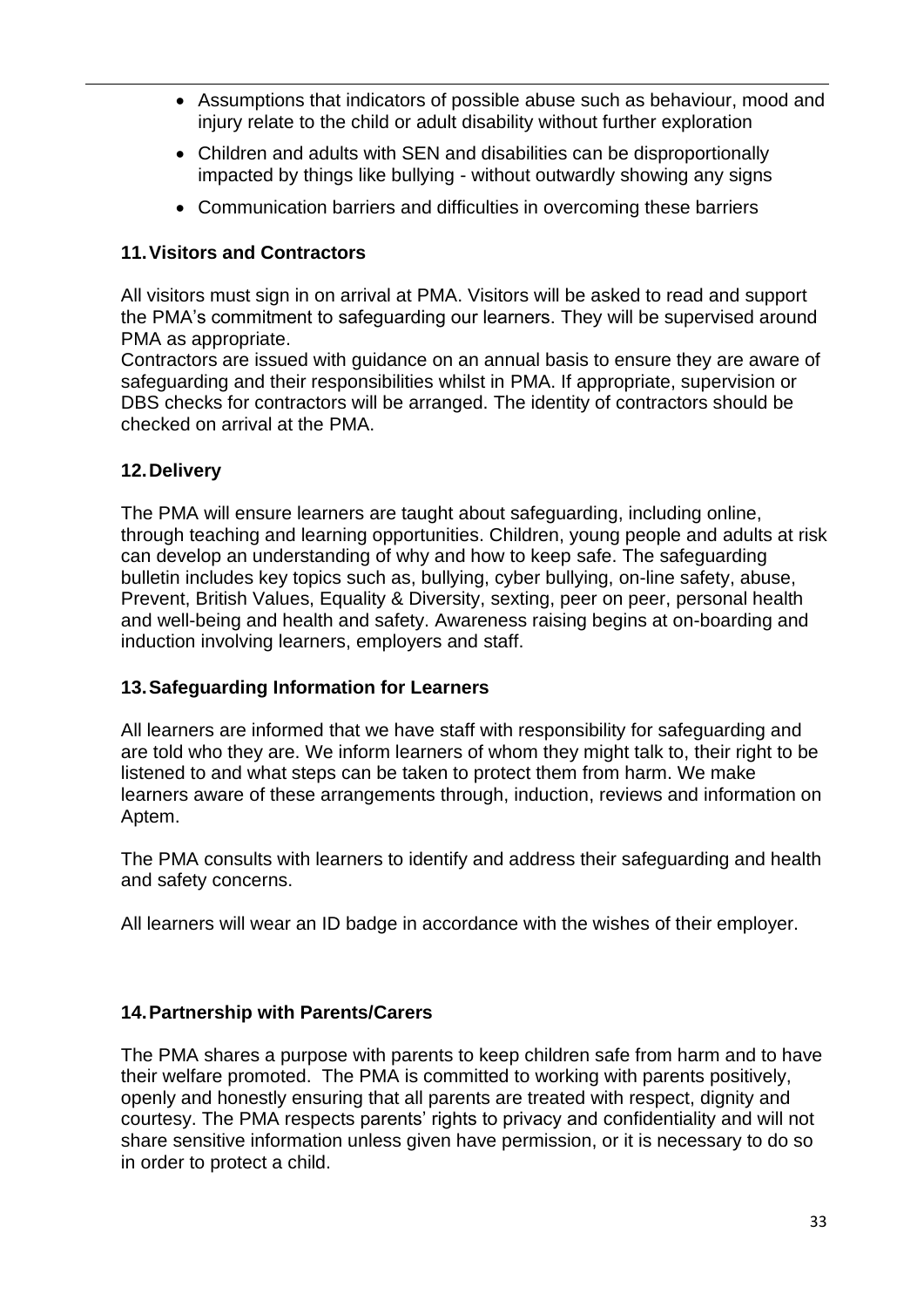- Assumptions that indicators of possible abuse such as behaviour, mood and injury relate to the child or adult disability without further exploration
- Children and adults with SEN and disabilities can be disproportionally impacted by things like bullying - without outwardly showing any signs
- Communication barriers and difficulties in overcoming these barriers

## 11. Visitors and Contractors

All visitors must sign in on arrival at PMA. Visitors will be asked to read and support the PMA's commitment to safeguarding our learners. They will be supervised around PMA as appropriate.
Contractors are issued with guidance on an annual basis to ensure they are aware of safeguarding and their responsibilities whilst in PMA. If appropriate, supervision or DBS checks for contractors will be arranged. The identity of contractors should be checked on arrival at the PMA.

## 12. Delivery

The PMA will ensure learners are taught about safeguarding, including online, through teaching and learning opportunities. Children, young people and adults at risk can develop an understanding of why and how to keep safe. The safeguarding bulletin includes key topics such as, bullying, cyber bullying, on-line safety, abuse, Prevent, British Values, Equality & Diversity, sexting, peer on peer, personal health and well-being and health and safety. Awareness raising begins at on-boarding and induction involving learners, employers and staff.

## 13. Safeguarding Information for Learners

All learners are informed that we have staff with responsibility for safeguarding and are told who they are. We inform learners of whom they might talk to, their right to be listened to and what steps can be taken to protect them from harm. We make learners aware of these arrangements through, induction, reviews and information on Aptem.

The PMA consults with learners to identify and address their safeguarding and health and safety concerns.

All learners will wear an ID badge in accordance with the wishes of their employer.

## 14. Partnership with Parents/Carers

The PMA shares a purpose with parents to keep children safe from harm and to have their welfare promoted. The PMA is committed to working with parents positively, openly and honestly ensuring that all parents are treated with respect, dignity and courtesy. The PMA respects parents' rights to privacy and confidentiality and will not share sensitive information unless given have permission, or it is necessary to do so in order to protect a child.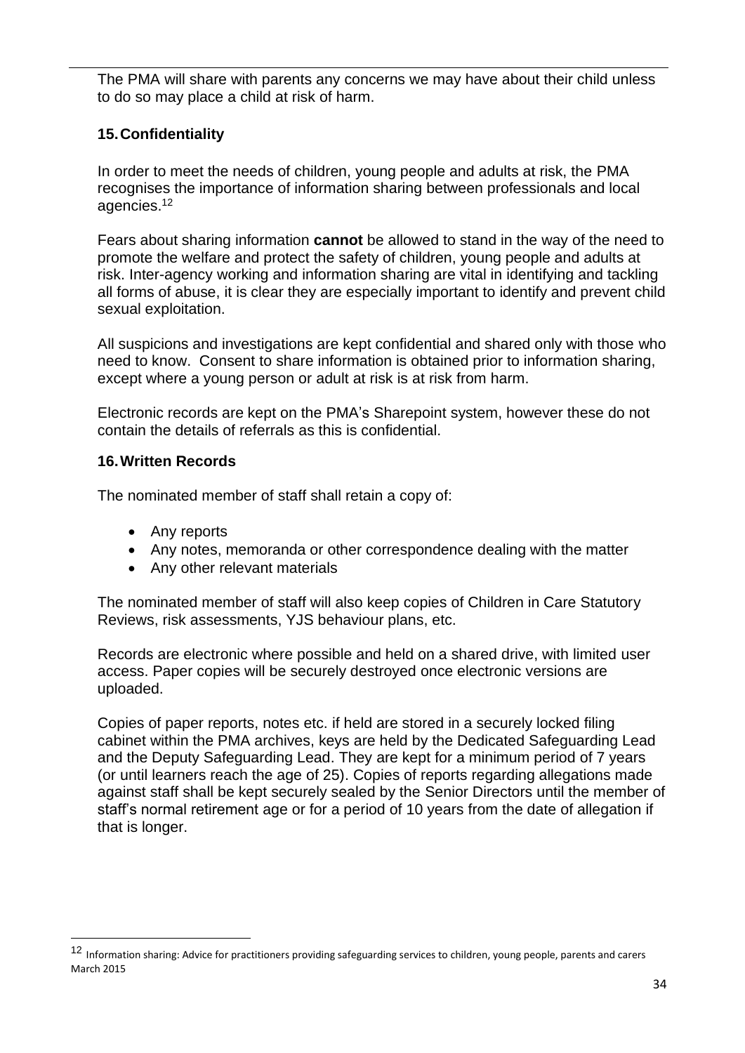The PMA will share with parents any concerns we may have about their child unless to do so may place a child at risk of harm.

## 15. Confidentiality

In order to meet the needs of children, young people and adults at risk, the PMA recognises the importance of information sharing between professionals and local agencies.[12]

Fears about sharing information **cannot** be allowed to stand in the way of the need to promote the welfare and protect the safety of children, young people and adults at risk. Inter-agency working and information sharing are vital in identifying and tackling all forms of abuse, it is clear they are especially important to identify and prevent child sexual exploitation.

All suspicions and investigations are kept confidential and shared only with those who need to know. Consent to share information is obtained prior to information sharing, except where a young person or adult at risk is at risk from harm.

Electronic records are kept on the PMA's Sharepoint system, however these do not contain the details of referrals as this is confidential.

## 16. Written Records

The nominated member of staff shall retain a copy of:

- Any reports
- Any notes, memoranda or other correspondence dealing with the matter
- Any other relevant materials

The nominated member of staff will also keep copies of Children in Care Statutory Reviews, risk assessments, YJS behaviour plans, etc.

Records are electronic where possible and held on a shared drive, with limited user access. Paper copies will be securely destroyed once electronic versions are uploaded.

Copies of paper reports, notes etc. if held are stored in a securely locked filing cabinet within the PMA archives, keys are held by the Dedicated Safeguarding Lead and the Deputy Safeguarding Lead. They are kept for a minimum period of 7 years (or until learners reach the age of 25). Copies of reports regarding allegations made against staff shall be kept securely sealed by the Senior Directors until the member of staff's normal retirement age or for a period of 10 years from the date of allegation if that is longer.

[12] Information sharing: Advice for practitioners providing safeguarding services to children, young people, parents and carers March 2015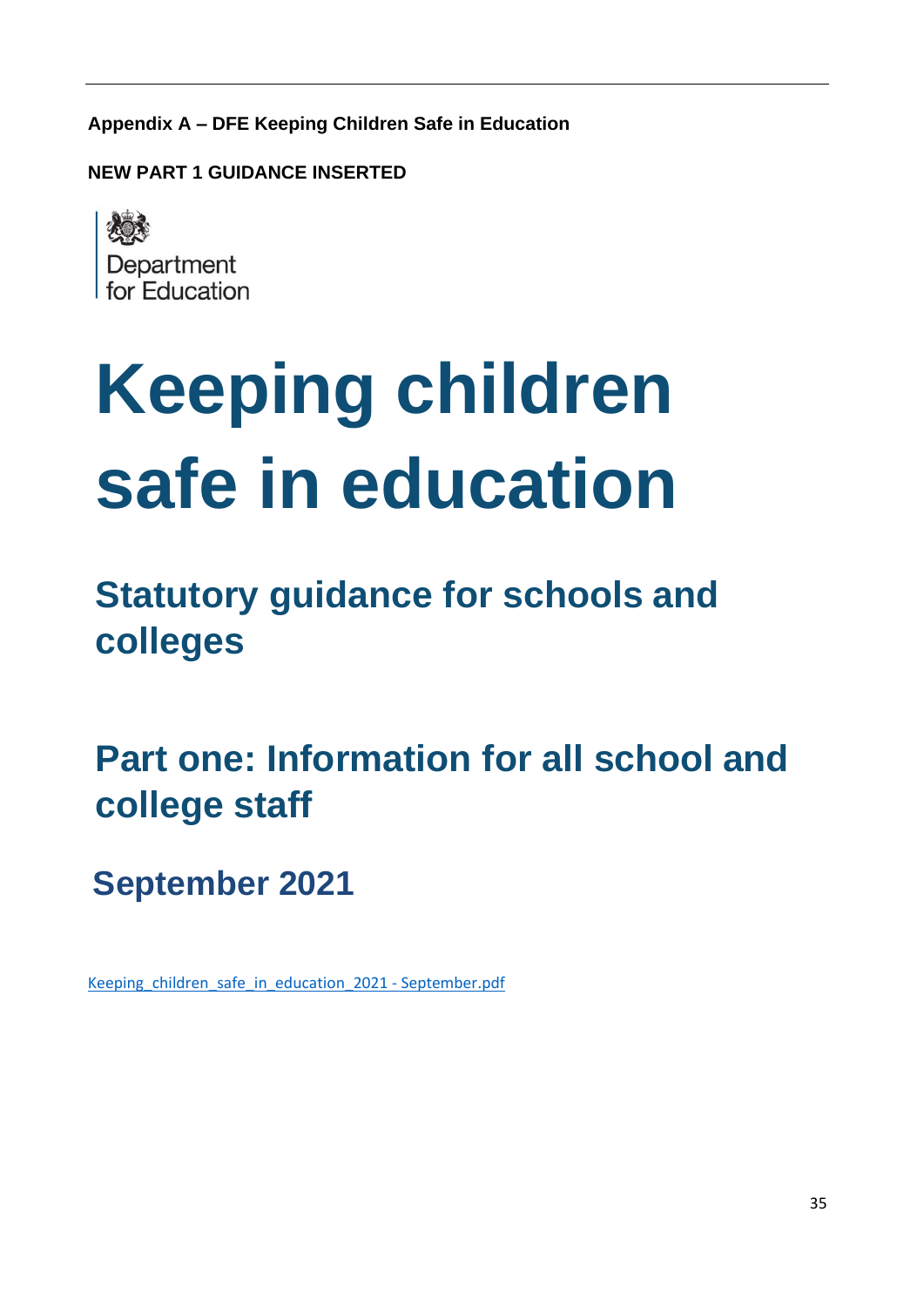**Appendix A – DFE Keeping Children Safe in Education**

**NEW PART 1 GUIDANCE INSERTED**

Department for Education

# Keeping children safe in education

## Statutory guidance for schools and colleges

## Part one: Information for all school and college staff

## September 2021

[Keeping_children_safe_in_education_2021 - September.pdf](Keeping_children_safe_in_education_2021 - September.pdf)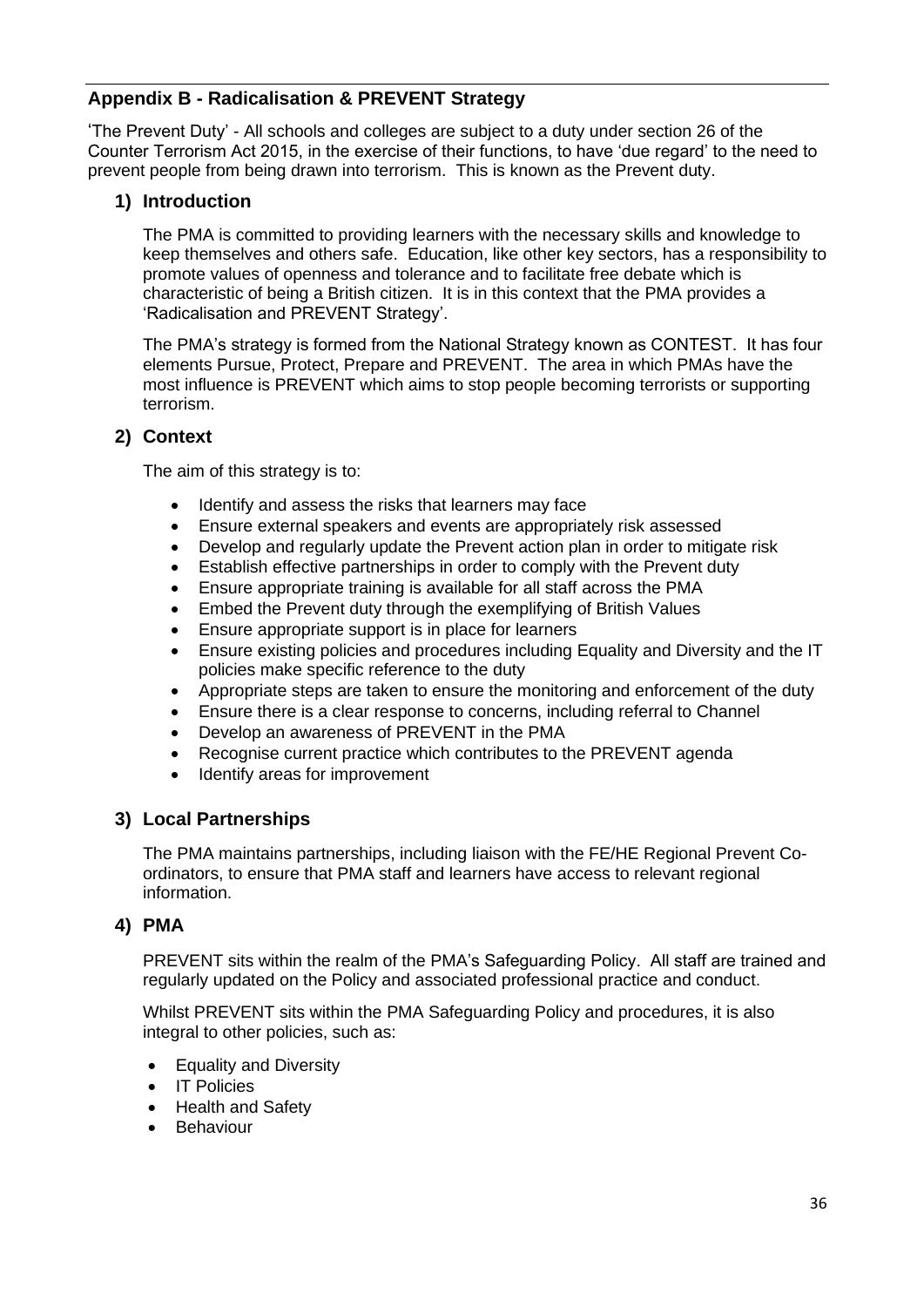## Appendix B - Radicalisation & PREVENT Strategy

'The Prevent Duty' - All schools and colleges are subject to a duty under section 26 of the Counter Terrorism Act 2015, in the exercise of their functions, to have 'due regard' to the need to prevent people from being drawn into terrorism. This is known as the Prevent duty.

### 1) Introduction

The PMA is committed to providing learners with the necessary skills and knowledge to keep themselves and others safe. Education, like other key sectors, has a responsibility to promote values of openness and tolerance and to facilitate free debate which is characteristic of being a British citizen. It is in this context that the PMA provides a 'Radicalisation and PREVENT Strategy'.

The PMA's strategy is formed from the National Strategy known as CONTEST. It has four elements Pursue, Protect, Prepare and PREVENT. The area in which PMAs have the most influence is PREVENT which aims to stop people becoming terrorists or supporting terrorism.

### 2) Context

The aim of this strategy is to:

- Identify and assess the risks that learners may face
- Ensure external speakers and events are appropriately risk assessed
- Develop and regularly update the Prevent action plan in order to mitigate risk
- Establish effective partnerships in order to comply with the Prevent duty
- Ensure appropriate training is available for all staff across the PMA
- Embed the Prevent duty through the exemplifying of British Values
- Ensure appropriate support is in place for learners
- Ensure existing policies and procedures including Equality and Diversity and the IT policies make specific reference to the duty
- Appropriate steps are taken to ensure the monitoring and enforcement of the duty
- Ensure there is a clear response to concerns, including referral to Channel
- Develop an awareness of PREVENT in the PMA
- Recognise current practice which contributes to the PREVENT agenda
- Identify areas for improvement

### 3) Local Partnerships

The PMA maintains partnerships, including liaison with the FE/HE Regional Prevent Co-ordinators, to ensure that PMA staff and learners have access to relevant regional information.

### 4) PMA

PREVENT sits within the realm of the PMA's Safeguarding Policy. All staff are trained and regularly updated on the Policy and associated professional practice and conduct.

Whilst PREVENT sits within the PMA Safeguarding Policy and procedures, it is also integral to other policies, such as:

- Equality and Diversity
- IT Policies
- Health and Safety
- Behaviour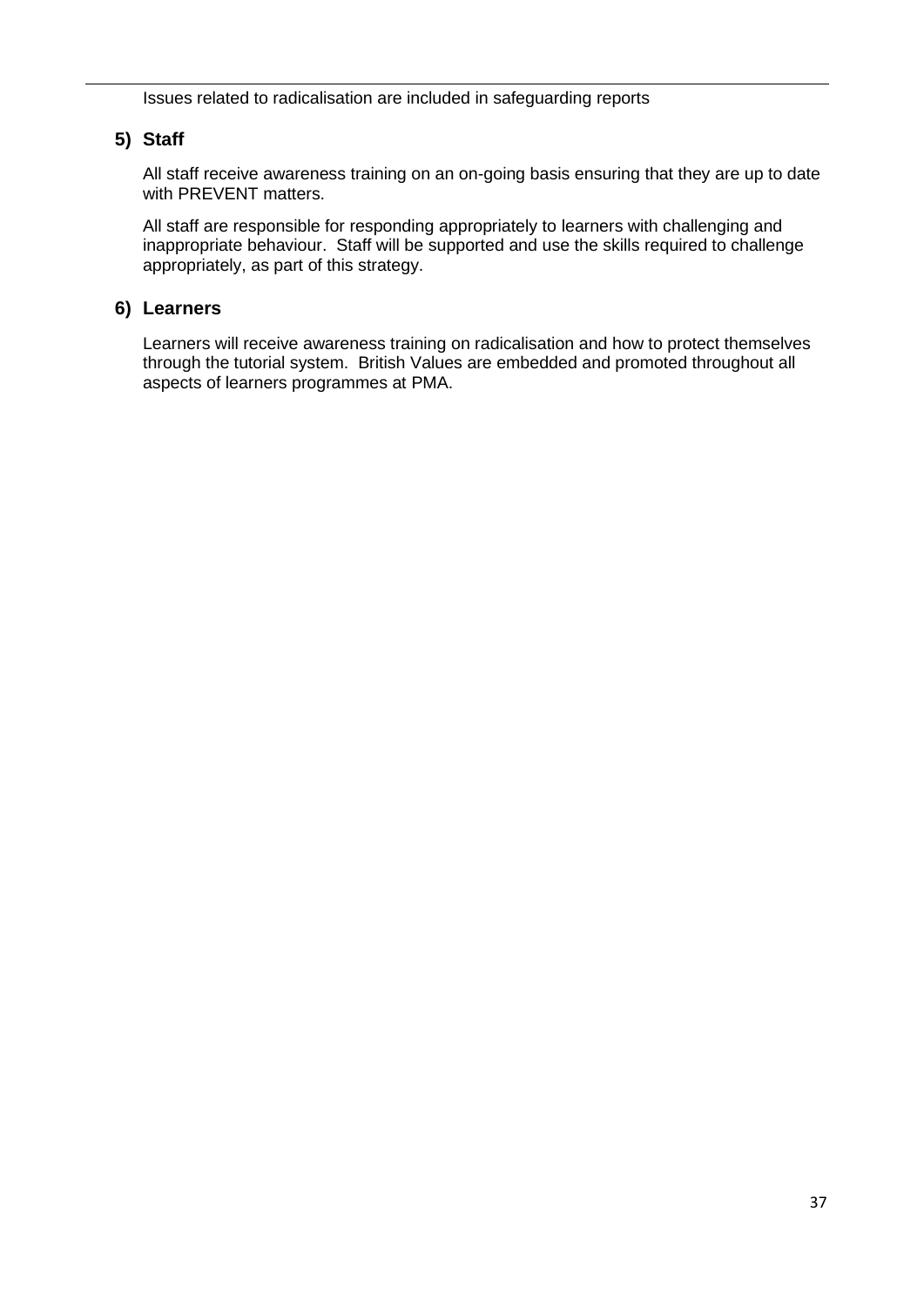Issues related to radicalisation are included in safeguarding reports

## 5) Staff

All staff receive awareness training on an on-going basis ensuring that they are up to date with PREVENT matters.

All staff are responsible for responding appropriately to learners with challenging and inappropriate behaviour. Staff will be supported and use the skills required to challenge appropriately, as part of this strategy.

## 6) Learners

Learners will receive awareness training on radicalisation and how to protect themselves through the tutorial system. British Values are embedded and promoted throughout all aspects of learners programmes at PMA.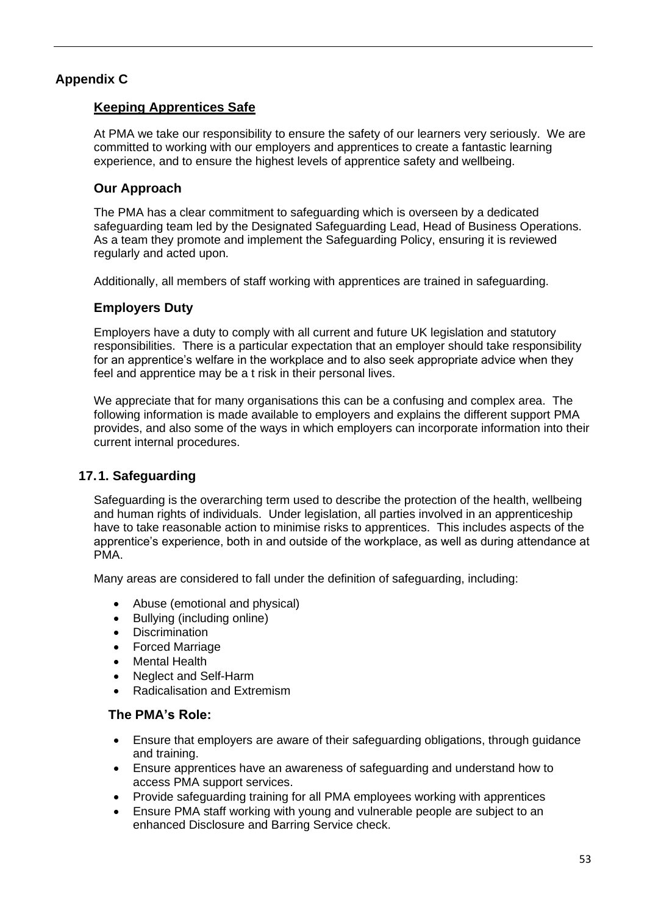## Appendix C

### Keeping Apprentices Safe

At PMA we take our responsibility to ensure the safety of our learners very seriously. We are committed to working with our employers and apprentices to create a fantastic learning experience, and to ensure the highest levels of apprentice safety and wellbeing.

### Our Approach

The PMA has a clear commitment to safeguarding which is overseen by a dedicated safeguarding team led by the Designated Safeguarding Lead, Head of Business Operations. As a team they promote and implement the Safeguarding Policy, ensuring it is reviewed regularly and acted upon.

Additionally, all members of staff working with apprentices are trained in safeguarding.

### Employers Duty

Employers have a duty to comply with all current and future UK legislation and statutory responsibilities. There is a particular expectation that an employer should take responsibility for an apprentice's welfare in the workplace and to also seek appropriate advice when they feel and apprentice may be a t risk in their personal lives.

We appreciate that for many organisations this can be a confusing and complex area. The following information is made available to employers and explains the different support PMA provides, and also some of the ways in which employers can incorporate information into their current internal procedures.

### 17.1. Safeguarding

Safeguarding is the overarching term used to describe the protection of the health, wellbeing and human rights of individuals. Under legislation, all parties involved in an apprenticeship have to take reasonable action to minimise risks to apprentices. This includes aspects of the apprentice's experience, both in and outside of the workplace, as well as during attendance at PMA.

Many areas are considered to fall under the definition of safeguarding, including:

- Abuse (emotional and physical)
- Bullying (including online)
- Discrimination
- Forced Marriage
- Mental Health
- Neglect and Self-Harm
- Radicalisation and Extremism

#### The PMA's Role:

- Ensure that employers are aware of their safeguarding obligations, through guidance and training.
- Ensure apprentices have an awareness of safeguarding and understand how to access PMA support services.
- Provide safeguarding training for all PMA employees working with apprentices
- Ensure PMA staff working with young and vulnerable people are subject to an enhanced Disclosure and Barring Service check.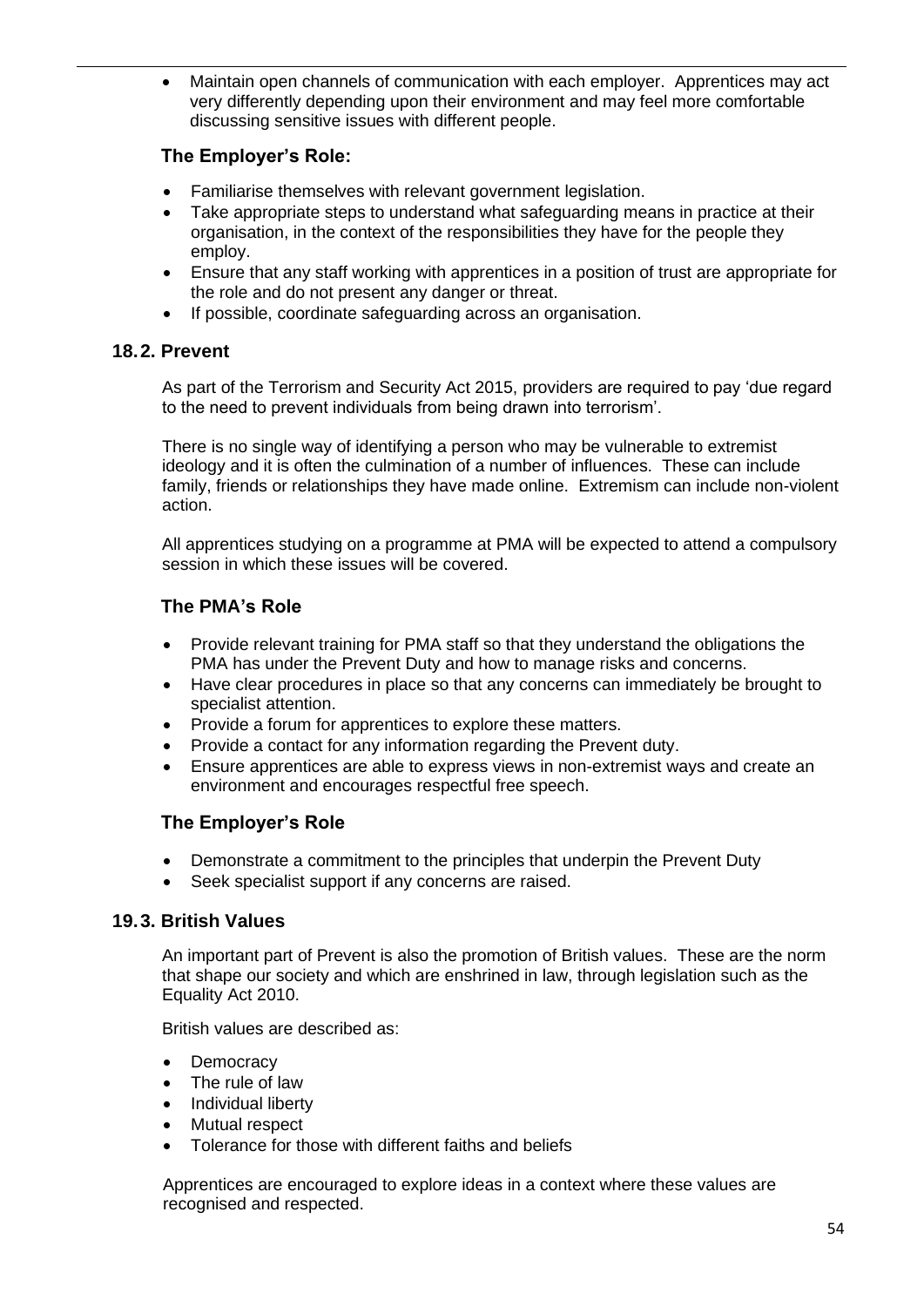- Maintain open channels of communication with each employer. Apprentices may act very differently depending upon their environment and may feel more comfortable discussing sensitive issues with different people.

### The Employer's Role:

- Familiarise themselves with relevant government legislation.
- Take appropriate steps to understand what safeguarding means in practice at their organisation, in the context of the responsibilities they have for the people they employ.
- Ensure that any staff working with apprentices in a position of trust are appropriate for the role and do not present any danger or threat.
- If possible, coordinate safeguarding across an organisation.

## 18.2. Prevent

As part of the Terrorism and Security Act 2015, providers are required to pay 'due regard to the need to prevent individuals from being drawn into terrorism'.

There is no single way of identifying a person who may be vulnerable to extremist ideology and it is often the culmination of a number of influences. These can include family, friends or relationships they have made online. Extremism can include non-violent action.

All apprentices studying on a programme at PMA will be expected to attend a compulsory session in which these issues will be covered.

### The PMA's Role

- Provide relevant training for PMA staff so that they understand the obligations the PMA has under the Prevent Duty and how to manage risks and concerns.
- Have clear procedures in place so that any concerns can immediately be brought to specialist attention.
- Provide a forum for apprentices to explore these matters.
- Provide a contact for any information regarding the Prevent duty.
- Ensure apprentices are able to express views in non-extremist ways and create an environment and encourages respectful free speech.

### The Employer's Role

- Demonstrate a commitment to the principles that underpin the Prevent Duty
- Seek specialist support if any concerns are raised.

## 19.3. British Values

An important part of Prevent is also the promotion of British values. These are the norm that shape our society and which are enshrined in law, through legislation such as the Equality Act 2010.

British values are described as:

- Democracy
- The rule of law
- Individual liberty
- Mutual respect
- Tolerance for those with different faiths and beliefs

Apprentices are encouraged to explore ideas in a context where these values are recognised and respected.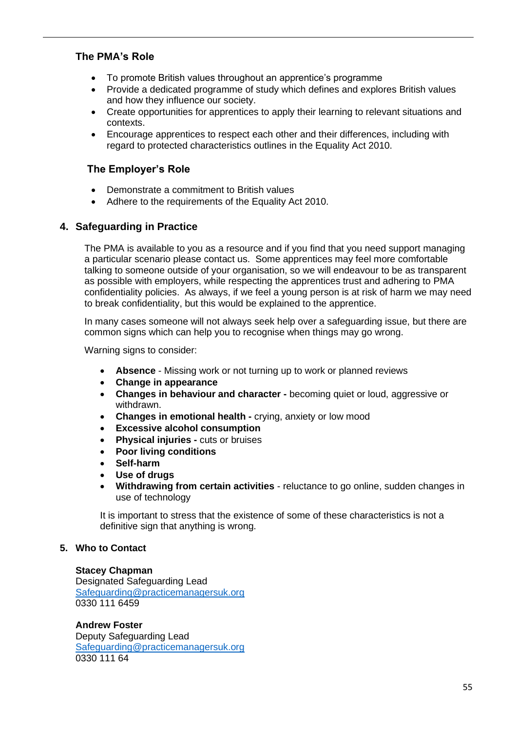### The PMA's Role

- To promote British values throughout an apprentice's programme
- Provide a dedicated programme of study which defines and explores British values and how they influence our society.
- Create opportunities for apprentices to apply their learning to relevant situations and contexts.
- Encourage apprentices to respect each other and their differences, including with regard to protected characteristics outlines in the Equality Act 2010.

### The Employer's Role

- Demonstrate a commitment to British values
- Adhere to the requirements of the Equality Act 2010.

## 4. Safeguarding in Practice

The PMA is available to you as a resource and if you find that you need support managing a particular scenario please contact us. Some apprentices may feel more comfortable talking to someone outside of your organisation, so we will endeavour to be as transparent as possible with employers, while respecting the apprentices trust and adhering to PMA confidentiality policies. As always, if we feel a young person is at risk of harm we may need to break confidentiality, but this would be explained to the apprentice.

In many cases someone will not always seek help over a safeguarding issue, but there are common signs which can help you to recognise when things may go wrong.

Warning signs to consider:

- **Absence** - Missing work or not turning up to work or planned reviews
- **Change in appearance**
- **Changes in behaviour and character -** becoming quiet or loud, aggressive or withdrawn.
- **Changes in emotional health -** crying, anxiety or low mood
- **Excessive alcohol consumption**
- **Physical injuries -** cuts or bruises
- **Poor living conditions**
- **Self-harm**
- **Use of drugs**
- **Withdrawing from certain activities** - reluctance to go online, sudden changes in use of technology

It is important to stress that the existence of some of these characteristics is not a definitive sign that anything is wrong.

## 5. Who to Contact

**Stacey Chapman**
Designated Safeguarding Lead
Safeguarding@practicemanagersuk.org
0330 111 6459

**Andrew Foster**
Deputy Safeguarding Lead
Safeguarding@practicemanagersuk.org
0330 111 64